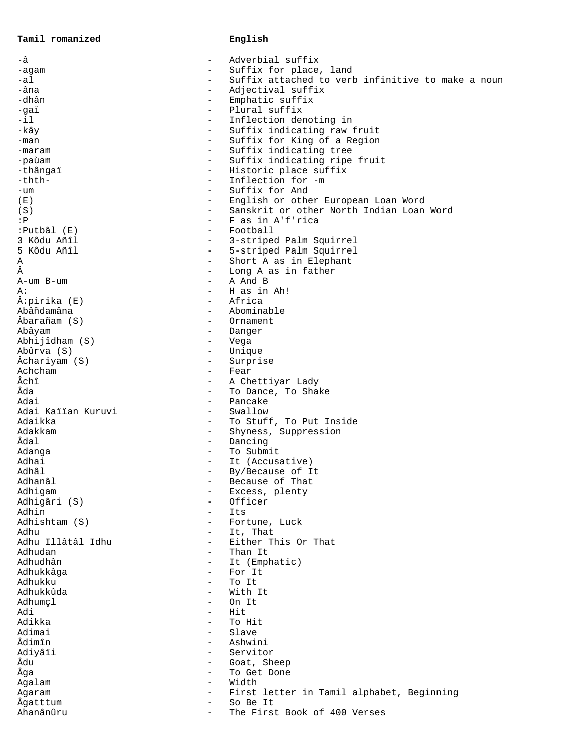| Tamil romanized | | English |
|---|---|---|
| -â | - | Adverbial suffix |
| -agam | - | Suffix for place, land |
| -al | - | Suffix attached to verb infinitive to make a noun |
| -âna | - | Adjectival suffix |
| -dhân | - | Emphatic suffix |
| -gaï | - | Plural suffix |
| -il | - | Inflection denoting in |
| -kây | - | Suffix indicating raw fruit |
| -man | - | Suffix for King of a Region |
| -maram | - | Suffix indicating tree |
| -paùam | - | Suffix indicating ripe fruit |
| -thângaï | - | Historic place suffix |
| -thth- | - | Inflection for -m |
| -um | - | Suffix for And |
| (E) | - | English or other European Loan Word |
| (S) | - | Sanskrit or other North Indian Loan Word |
| :P | - | F as in A'f'rica |
| :Putbâl (E) | - | Football |
| 3 Kôdu Añîl | - | 3-striped Palm Squirrel |
| 5 Kôdu Añîl | - | 5-striped Palm Squirrel |
| A | - | Short A as in Elephant |
| Â | - | Long A as in father |
| A-um B-um | - | A And B |
| A: | - | H as in Ah! |
| Â:pirika (E) | - | Africa |
| Abâñdamâna | - | Abominable |
| Âbarañam (S) | - | Ornament |
| Abâyam | - | Danger |
| Abhijîdham (S) | - | Vega |
| Abûrva (S) | - | Unique |
| Âchariyam (S) | - | Surprise |
| Achcham | - | Fear |
| Âchî | - | A Chettiyar Lady |
| Âda | - | To Dance, To Shake |
| Adai | - | Pancake |
| Adai Kaïïan Kuruvi | - | Swallow |
| Adaikka | - | To Stuff, To Put Inside |
| Adakkam | - | Shyness, Suppression |
| Âdal | - | Dancing |
| Adanga | - | To Submit |
| Adhai | - | It (Accusative) |
| Adhâl | - | By/Because of It |
| Adhanâl | - | Because of That |
| Adhigam | - | Excess, plenty |
| Adhigâri (S) | - | Officer |
| Adhin | - | Its |
| Adhishtam (S) | - | Fortune, Luck |
| Adhu | - | It, That |
| Adhu Illâtâl Idhu | - | Either This Or That |
| Adhudan | - | Than It |
| Adhudhân | - | It (Emphatic) |
| Adhukkâga | - | For It |
| Adhukku | - | To It |
| Adhukkûda | - | With It |
| Adhumçl | - | On It |
| Adi | - | Hit |
| Adikka | - | To Hit |
| Adimai | - | Slave |
| Âdimîn | - | Ashwini |
| Adiyâïi | - | Servitor |
| Âdu | - | Goat, Sheep |
| Âga | - | To Get Done |
| Agalam | - | Width |
| Agaram | - | First letter in Tamil alphabet, Beginning |
| Âgatttum | - | So Be It |
| Ahanânûru | - | The First Book of 400 Verses |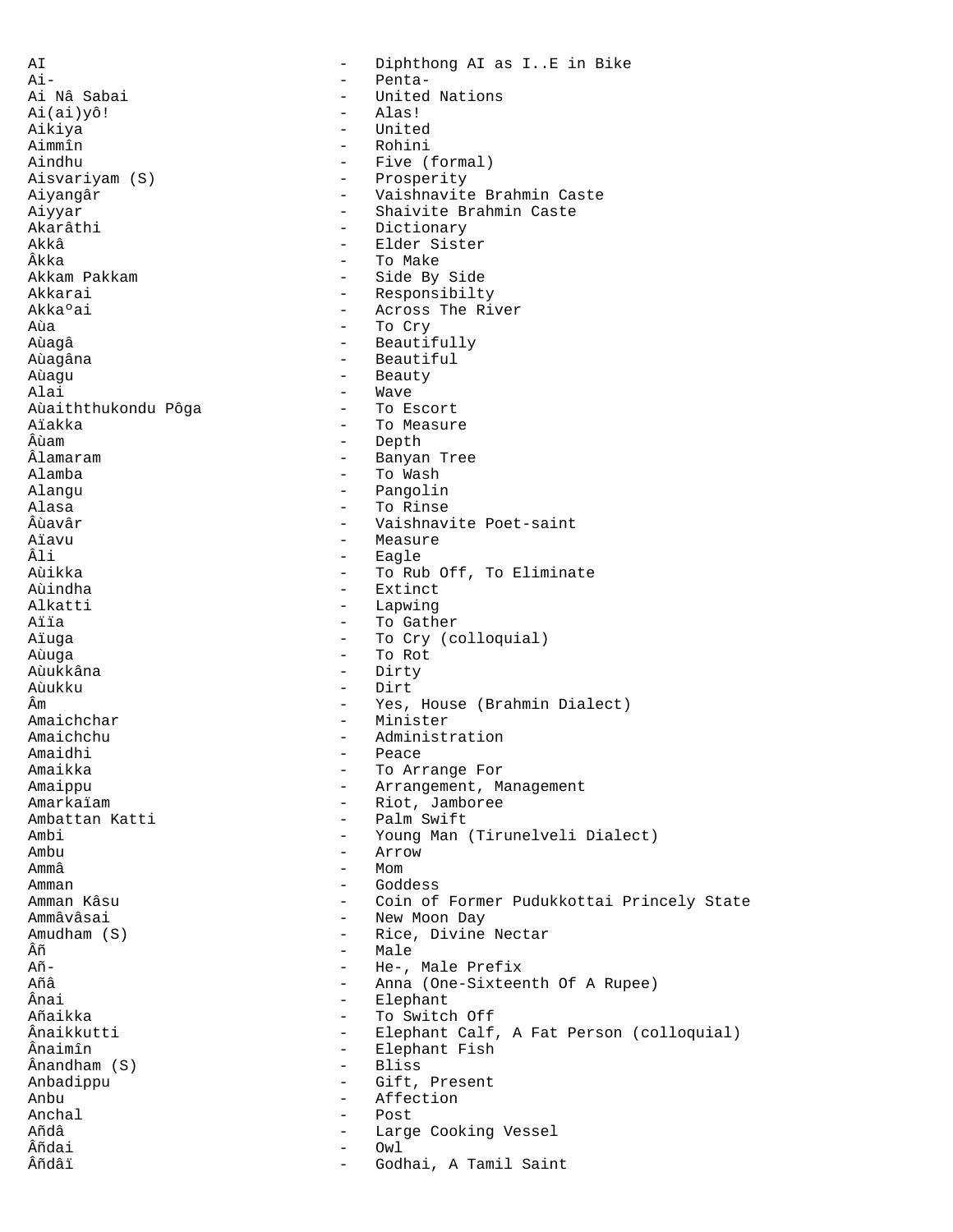AI - Diphthong AI as I..E in Bike
Ai- - Penta-
Ai Nâ Sabai - United Nations
Ai(ai)yô! - Alas!
Aikiya - United
Aimmîn - Rohini
Aindhu - Five (formal)
Aisvariyam (S) - Prosperity
Aiyangâr - Vaishnavite Brahmin Caste
Aiyyar - Shaivite Brahmin Caste
Akarâthi - Dictionary
Akkâ - Elder Sister
Âkka - To Make
Akkam Pakkam - Side By Side
Akkarai - Responsibilty
Akkaºai - Across The River
Aùa - To Cry
Aùagâ - Beautifully
Aùagâna - Beautiful
Aùagu - Beauty
Alai - Wave
Aùaiththukondu Pôga - To Escort
Aïakka - To Measure
Âùam - Depth
Âlamaram - Banyan Tree
Alamba - To Wash
Alangu - Pangolin
Alasa - To Rinse
Âùavâr - Vaishnavite Poet-saint
Aïavu - Measure
Âli - Eagle
Aùikka - To Rub Off, To Eliminate
Aùindha - Extinct
Alkatti - Lapwing
Aïïa - To Gather
Aïuga - To Cry (colloquial)
Aùuga - To Rot
Aùukkâna - Dirty
Aùukku - Dirt
Âm - Yes, House (Brahmin Dialect)
Amaichchar - Minister
Amaichchu - Administration
Amaidhi - Peace
Amaikka - To Arrange For
Amaippu - Arrangement, Management
Amarkaïam - Riot, Jamboree
Ambattan Katti - Palm Swift
Ambi - Young Man (Tirunelveli Dialect)
Ambu - Arrow
Ammâ - Mom
Amman - Goddess
Amman Kâsu - Coin of Former Pudukkottai Princely State
Ammâvâsai - New Moon Day
Amudham (S) - Rice, Divine Nectar
Âñ - Male
Añ- - He-, Male Prefix
Añâ - Anna (One-Sixteenth Of A Rupee)
Ânai - Elephant
Añaikka - To Switch Off
Ânaikkutti - Elephant Calf, A Fat Person (colloquial)
Ânaimîn - Elephant Fish
Ânandham (S) - Bliss
Anbadippu - Gift, Present
Anbu - Affection
Anchal - Post
Añdâ - Large Cooking Vessel
Âñdai - Owl
Âñdâï - Godhai, A Tamil Saint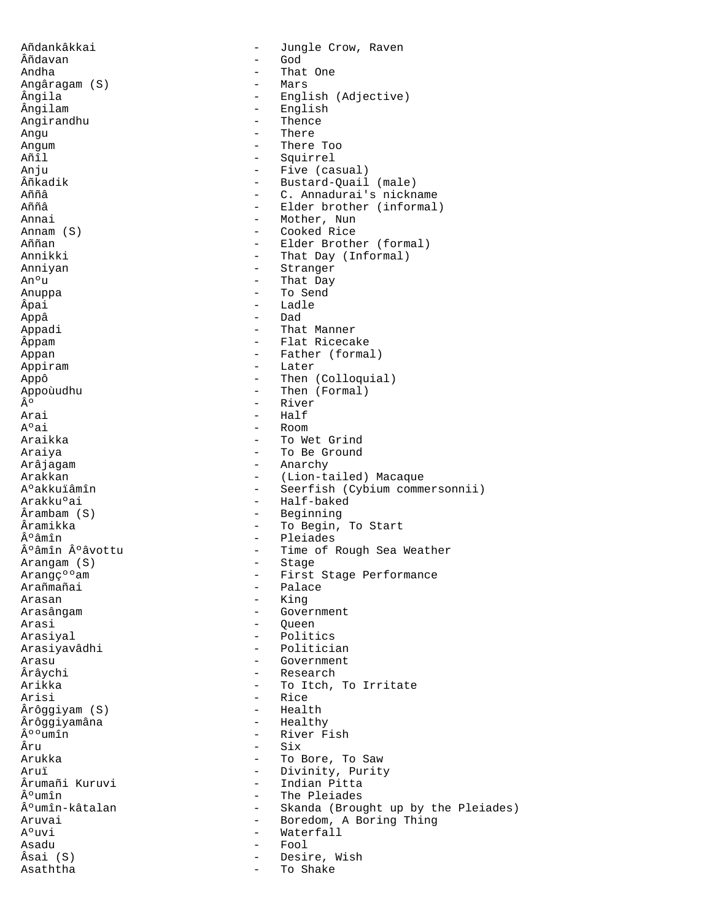Añdankâkkai - Jungle Crow, Raven
Âñdavan - God
Andha - That One
Angâragam (S) - Mars
Ângila - English (Adjective)
Ângilam - English
Angirandhu - Thence
Angu - There
Angum - There Too
Añîl - Squirrel
Anju - Five (casual)
Âñkadik - Bustard-Quail (male)
Aññâ - C. Annadurai's nickname
Aññâ - Elder brother (informal)
Annai - Mother, Nun
Annam (S) - Cooked Rice
Aññan - Elder Brother (formal)
Annikki - That Day (Informal)
Anniyan - Stranger
Anºu - That Day
Anuppa - To Send
Âpai - Ladle
Appâ - Dad
Appadi - That Manner
Âppam - Flat Ricecake
Appan - Father (formal)
Appiram - Later
Appô - Then (Colloquial)
Appoùudhu - Then (Formal)
Âº - River
Arai - Half
Aºai - Room
Araikka - To Wet Grind
Araiya - To Be Ground
Arâjagam - Anarchy
Arakkan - (Lion-tailed) Macaque
Aºakkuïâmîn - Seerfish (Cybium commersonnii)
Arakkuºai - Half-baked
Ârambam (S) - Beginning
Âramikka - To Begin, To Start
Âºâmîn - Pleiades
Âºâmîn Âºâvottu - Time of Rough Sea Weather
Arangam (S) - Stage
Arangçººam - First Stage Performance
Arañmañai - Palace
Arasan - King
Arasângam - Government
Arasi - Queen
Arasiyal - Politics
Arasiyavâdhi - Politician
Arasu - Government
Ârâychi - Research
Arikka - To Itch, To Irritate
Arisi - Rice
Ârôggiyam (S) - Health
Ârôggiyamâna - Healthy
Âººumîn - River Fish
Âru - Six
Arukka - To Bore, To Saw
Aruï - Divinity, Purity
Ârumañi Kuruvi - Indian Pitta
Âºumîn - The Pleiades
Âºumîn-kâtalan - Skanda (Brought up by the Pleiades)
Aruvai - Boredom, A Boring Thing
Aºuvi - Waterfall
Asadu - Fool
Âsai (S) - Desire, Wish
Asaththa - To Shake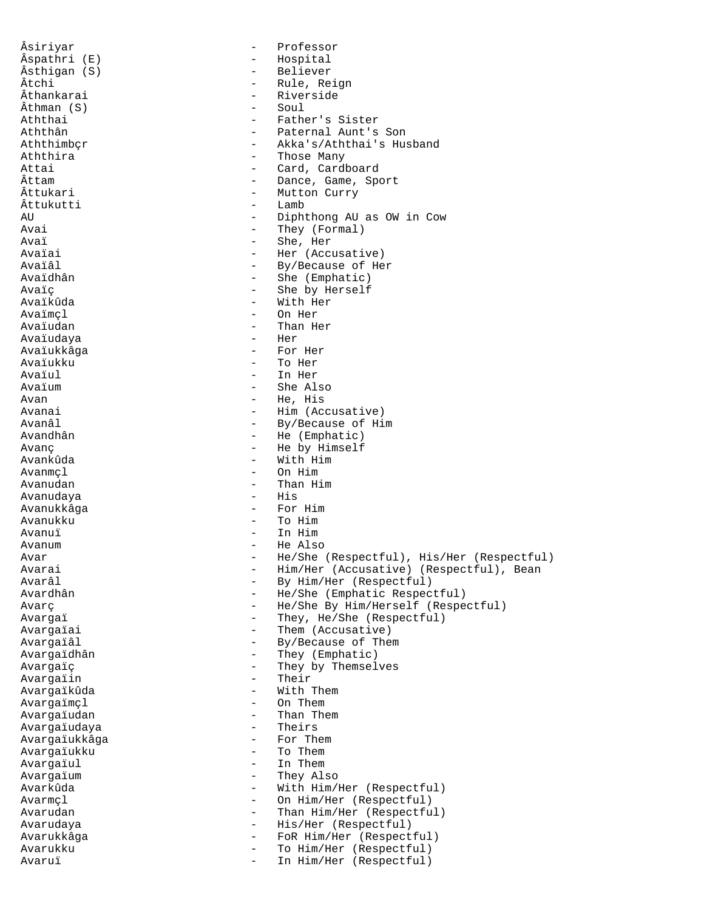Âsiriyar - Professor
Âspathri (E) - Hospital
Âsthigan (S) - Believer
Âtchi - Rule, Reign
Âthankarai - Riverside
Âthman (S) - Soul
Aththai - Father's Sister
Aththân - Paternal Aunt's Son
Aththimbçr - Akka's/Aththai's Husband
Aththira - Those Many
Attai - Card, Cardboard
Âttam - Dance, Game, Sport
Âttukari - Mutton Curry
Âttukutti - Lamb
AU - Diphthong AU as OW in Cow
Avai - They (Formal)
Avaï - She, Her
Avaïai - Her (Accusative)
Avaïâl - By/Because of Her
Avaïdhân - She (Emphatic)
Avaïç - She by Herself
Avaïkûda - With Her
Avaïmçl - On Her
Avaïudan - Than Her
Avaïudaya - Her
Avaïukkâga - For Her
Avaïukku - To Her
Avaïul - In Her
Avaïum - She Also
Avan - He, His
Avanai - Him (Accusative)
Avanâl - By/Because of Him
Avandhân - He (Emphatic)
Avanç - He by Himself
Avankûda - With Him
Avanmçl - On Him
Avanudan - Than Him
Avanudaya - His
Avanukkâga - For Him
Avanukku - To Him
Avanuï - In Him
Avanum - He Also
Avar - He/She (Respectful), His/Her (Respectful)
Avarai - Him/Her (Accusative) (Respectful), Bean
Avarâl - By Him/Her (Respectful)
Avardhân - He/She (Emphatic Respectful)
Avarç - He/She By Him/Herself (Respectful)
Avargaï - They, He/She (Respectful)
Avargaïai - Them (Accusative)
Avargaïâl - By/Because of Them
Avargaïdhân - They (Emphatic)
Avargaïç - They by Themselves
Avargaïin - Their
Avargaïkûda - With Them
Avargaïmçl - On Them
Avargaïudan - Than Them
Avargaïudaya - Theirs
Avargaïukkâga - For Them
Avargaïukku - To Them
Avargaïul - In Them
Avargaïum - They Also
Avarkûda - With Him/Her (Respectful)
Avarmçl - On Him/Her (Respectful)
Avarudan - Than Him/Her (Respectful)
Avarudaya - His/Her (Respectful)
Avarukkâga - FoR Him/Her (Respectful)
Avarukku - To Him/Her (Respectful)
Avaruï - In Him/Her (Respectful)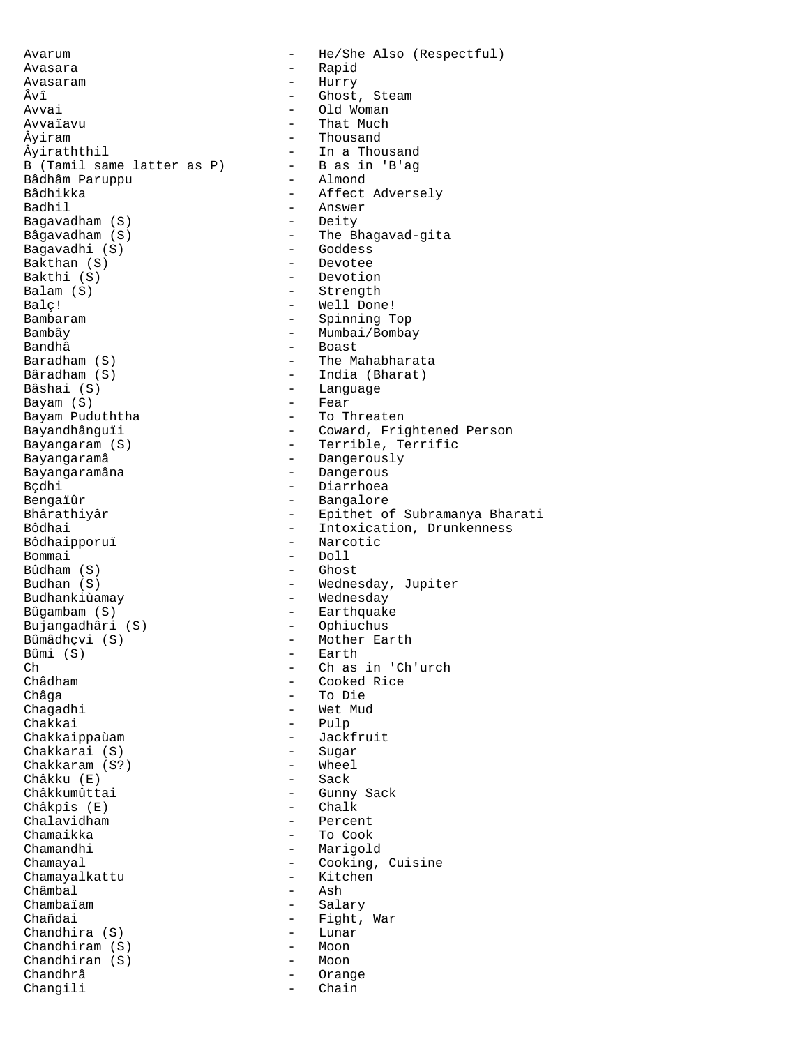Avarum - He/She Also (Respectful)
Avasara - Rapid
Avasaram - Hurry
Âvî - Ghost, Steam
Avvai - Old Woman
Avvaïavu - That Much
Âyiram - Thousand
Âyiraththil - In a Thousand
B (Tamil same latter as P) - B as in 'B'ag
Bâdhâm Paruppu - Almond
Bâdhikka - Affect Adversely
Badhil - Answer
Bagavadham (S) - Deity
Bâgavadham (S) - The Bhagavad-gita
Bagavadhi (S) - Goddess
Bakthan (S) - Devotee
Bakthi (S) - Devotion
Balam (S) - Strength
Balç! - Well Done!
Bambaram - Spinning Top
Bambây - Mumbai/Bombay
Bandhâ - Boast
Baradham (S) - The Mahabharata
Bâradham (S) - India (Bharat)
Bâshai (S) - Language
Bayam (S) - Fear
Bayam Puduththa - To Threaten
Bayandhânguïi - Coward, Frightened Person
Bayangaram (S) - Terrible, Terrific
Bayangaramâ - Dangerously
Bayangaramâna - Dangerous
Bçdhi - Diarrhoea
Bengaïûr - Bangalore
Bhârathiyâr - Epithet of Subramanya Bharati
Bôdhai - Intoxication, Drunkenness
Bôdhaipporuï - Narcotic
Bommai - Doll
Bûdham (S) - Ghost
Budhan (S) - Wednesday, Jupiter
Budhankiùamay - Wednesday
Bûgambam (S) - Earthquake
Bujangadhâri (S) - Ophiuchus
Bûmâdhçvi (S) - Mother Earth
Bûmi (S) - Earth
Ch - Ch as in 'Ch'urch
Châdham - Cooked Rice
Châga - To Die
Chagadhi - Wet Mud
Chakkai - Pulp
Chakkaippaùam - Jackfruit
Chakkarai (S) - Sugar
Chakkaram (S?) - Wheel
Châkku (E) - Sack
Châkkumûttai - Gunny Sack
Châkpîs (E) - Chalk
Chalavidham - Percent
Chamaikka - To Cook
Chamandhi - Marigold
Chamayal - Cooking, Cuisine
Chamayalkattu - Kitchen
Châmbal - Ash
Chambaïam - Salary
Chañdai - Fight, War
Chandhira (S) - Lunar
Chandhiram (S) - Moon
Chandhiran (S) - Moon
Chandhrâ - Orange
Changili - Chain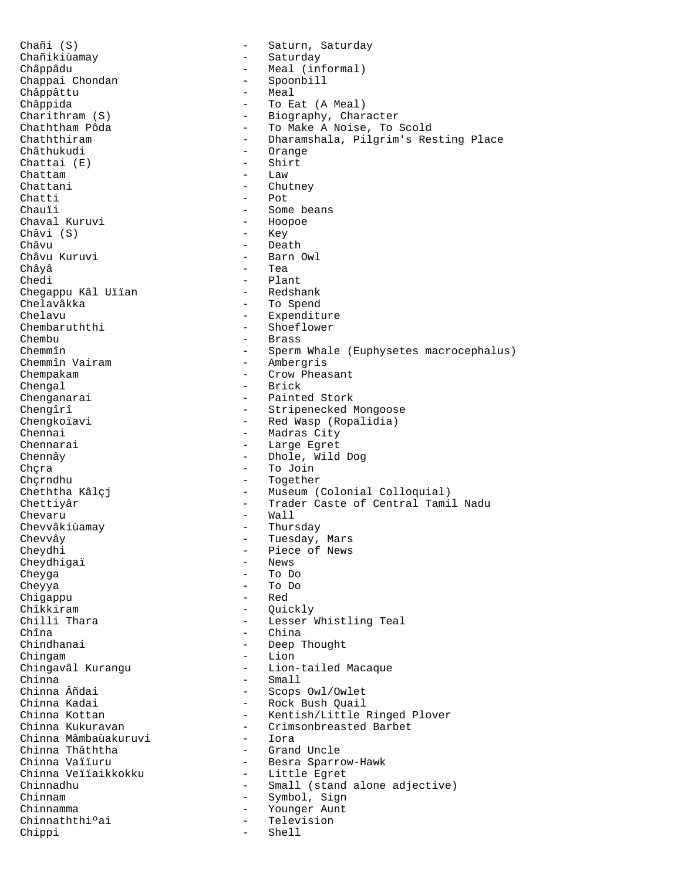Chañi (S) - Saturn, Saturday
Chañikiùamay - Saturday
Châppâdu - Meal (informal)
Chappai Chondan - Spoonbill
Châppâttu - Meal
Châppida - To Eat (A Meal)
Charithram (S) - Biography, Character
Chaththam Pôda - To Make A Noise, To Scold
Chaththiram - Dharamshala, Pilgrim's Resting Place
Châthukudi - Orange
Chattai (E) - Shirt
Chattam - Law
Chattani - Chutney
Chatti - Pot
Chauïi - Some beans
Chaval Kuruvi - Hoopoe
Châvi (S) - Key
Châvu - Death
Châvu Kuruvi - Barn Owl
Châyâ - Tea
Chedi - Plant
Chegappu Kâl Uïïan - Redshank
Chelavâkka - To Spend
Chelavu - Expenditure
Chembaruththi - Shoeflower
Chembu - Brass
Chemmîn - Sperm Whale (Euphysetes macrocephalus)
Chemmîn Vairam - Ambergris
Chempakam - Crow Pheasant
Chengal - Brick
Chenganarai - Painted Stork
Chengîrî - Stripenecked Mongoose
Chengkoïavi - Red Wasp (Ropalidia)
Chennai - Madras City
Chennarai - Large Egret
Chennây - Dhole, Wild Dog
Chçra - To Join
Chçrndhu - Together
Cheththa Kâlçj - Museum (Colonial Colloquial)
Chettiyâr - Trader Caste of Central Tamil Nadu
Chevaru - Wall
Chevvâkiùamay - Thursday
Chevvây - Tuesday, Mars
Cheydhi - Piece of News
Cheydhigaï - News
Cheyga - To Do
Cheyya - To Do
Chigappu - Red
Chîkkiram - Quickly
Chilli Thara - Lesser Whistling Teal
Chîna - China
Chindhanai - Deep Thought
Chingam - Lion
Chingavâl Kurangu - Lion-tailed Macaque
Chinna - Small
Chinna Âñdai - Scops Owl/Owlet
Chinna Kadai - Rock Bush Quail
Chinna Kottan - Kentish/Little Ringed Plover
Chinna Kukuravan - Crimsonbreasted Barbet
Chinna Mâmbaùakuruvi - Iora
Chinna Thâththa - Grand Uncle
Chinna Vaïïuru - Besra Sparrow-Hawk
Chinna Veïïaikkokku - Little Egret
Chinnadhu - Small (stand alone adjective)
Chinnam - Symbol, Sign
Chinnamma - Younger Aunt
Chinnaththiºai - Television
Chippi - Shell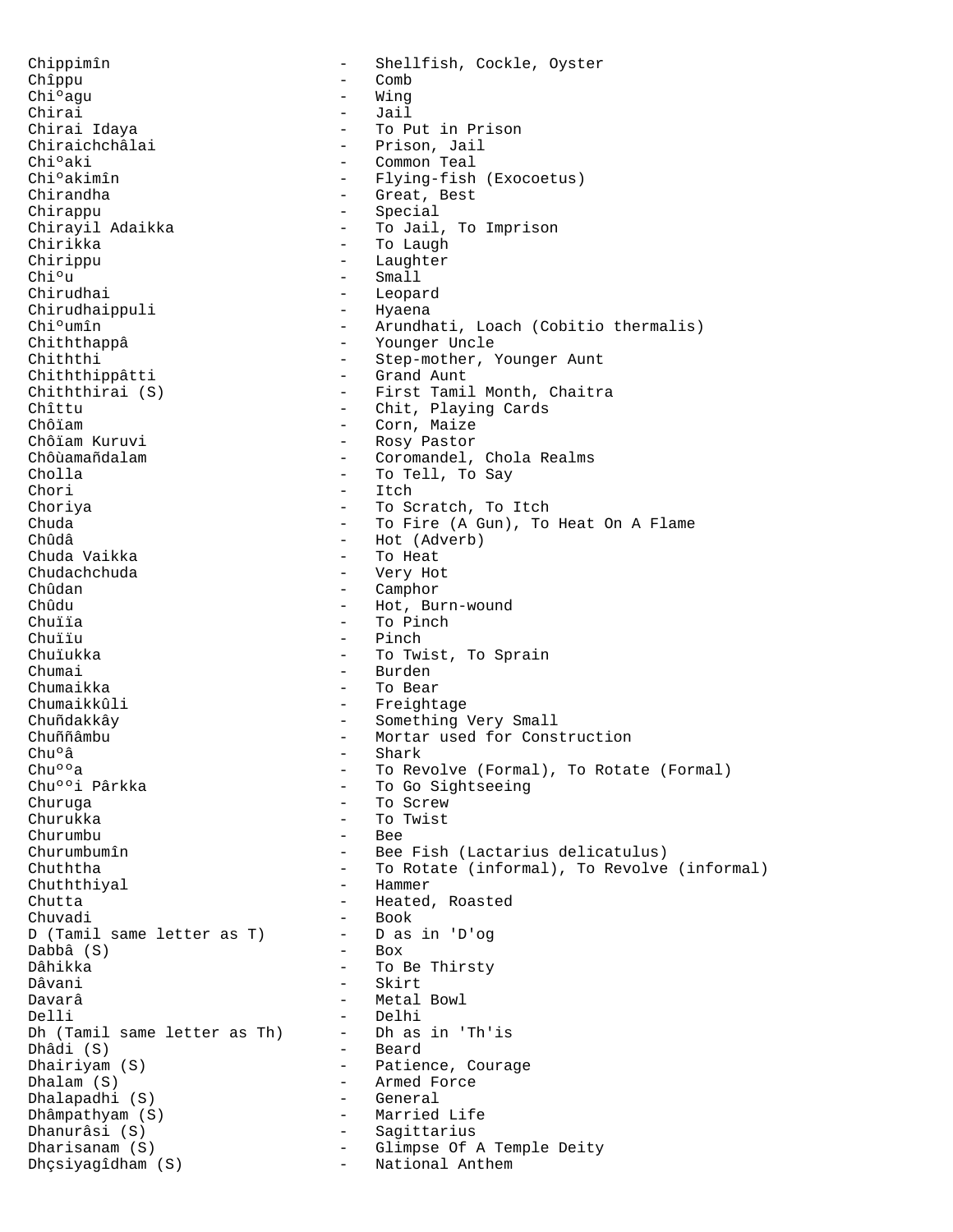| | | |
|---|---|---|
| Chippimîn | - | Shellfish, Cockle, Oyster |
| Chîppu | - | Comb |
| Chiºagu | - | Wing |
| Chirai | - | Jail |
| Chirai Idaya | - | To Put in Prison |
| Chiraichchâlai | - | Prison, Jail |
| Chiºaki | - | Common Teal |
| Chiºakimîn | - | Flying-fish (Exocoetus) |
| Chirandha | - | Great, Best |
| Chirappu | - | Special |
| Chirayil Adaikka | - | To Jail, To Imprison |
| Chirikka | - | To Laugh |
| Chirippu | - | Laughter |
| Chiºu | - | Small |
| Chirudhai | - | Leopard |
| Chirudhaippuli | - | Hyaena |
| Chiºumîn | - | Arundhati, Loach (Cobitio thermalis) |
| Chiththappâ | - | Younger Uncle |
| Chiththi | - | Step-mother, Younger Aunt |
| Chiththippâtti | - | Grand Aunt |
| Chiththirai (S) | - | First Tamil Month, Chaitra |
| Chîttu | - | Chit, Playing Cards |
| Chôïam | - | Corn, Maize |
| Chôïam Kuruvi | - | Rosy Pastor |
| Chôùamañdalam | - | Coromandel, Chola Realms |
| Cholla | - | To Tell, To Say |
| Chori | - | Itch |
| Choriya | - | To Scratch, To Itch |
| Chuda | - | To Fire (A Gun), To Heat On A Flame |
| Chûdâ | - | Hot (Adverb) |
| Chuda Vaikka | - | To Heat |
| Chudachchuda | - | Very Hot |
| Chûdan | - | Camphor |
| Chûdu | - | Hot, Burn-wound |
| Chuïïa | - | To Pinch |
| Chuïïu | - | Pinch |
| Chuïukka | - | To Twist, To Sprain |
| Chumai | - | Burden |
| Chumaikka | - | To Bear |
| Chumaikkûli | - | Freightage |
| Chuñdakkây | - | Something Very Small |
| Chuññâmbu | - | Mortar used for Construction |
| Chuºâ | - | Shark |
| Chuººa | - | To Revolve (Formal), To Rotate (Formal) |
| Chuººi Pârkka | - | To Go Sightseeing |
| Churuga | - | To Screw |
| Churukka | - | To Twist |
| Churumbu | - | Bee |
| Churumbumîn | - | Bee Fish (Lactarius delicatulus) |
| Chuththa | - | To Rotate (informal), To Revolve (informal) |
| Chuththiyal | - | Hammer |
| Chutta | - | Heated, Roasted |
| Chuvadi | - | Book |
| D (Tamil same letter as T) | - | D as in 'D'og |
| Dabbâ (S) | - | Box |
| Dâhikka | - | To Be Thirsty |
| Dâvani | - | Skirt |
| Davarâ | - | Metal Bowl |
| Delli | - | Delhi |
| Dh (Tamil same letter as Th) | - | Dh as in 'Th'is |
| Dhâdi (S) | - | Beard |
| Dhairiyam (S) | - | Patience, Courage |
| Dhalam (S) | - | Armed Force |
| Dhalapadhi (S) | - | General |
| Dhâmpathyam (S) | - | Married Life |
| Dhanurâsi (S) | - | Sagittarius |
| Dharisanam (S) | - | Glimpse Of A Temple Deity |
| Dhçsiyagîdham (S) | - | National Anthem |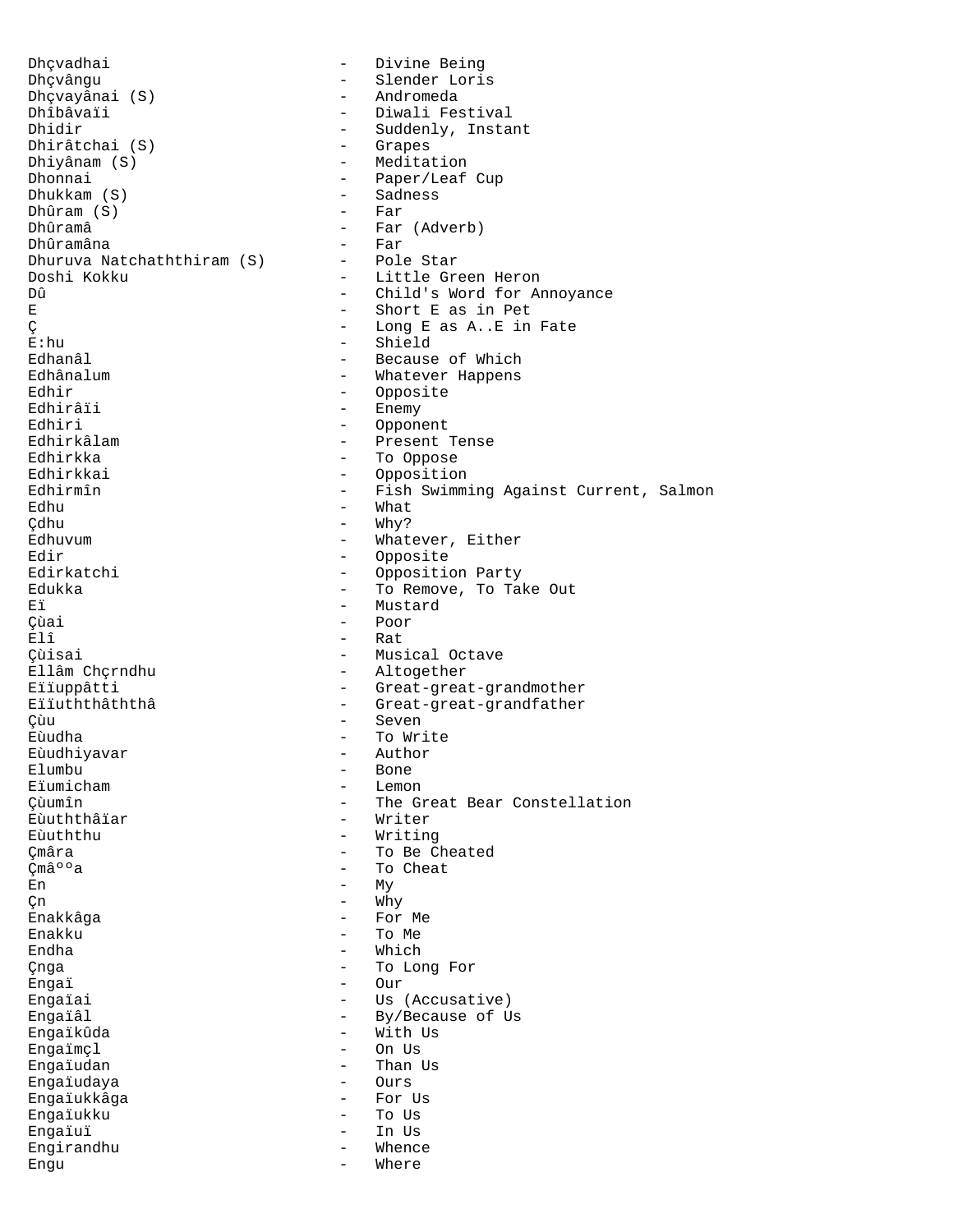| | | |
|---|---|---|
| Dhçvadhai | - | Divine Being |
| Dhçvângu | - | Slender Loris |
| Dhçvayânai (S) | - | Andromeda |
| Dhîbâvaïi | - | Diwali Festival |
| Dhidir | - | Suddenly, Instant |
| Dhirâtchai (S) | - | Grapes |
| Dhiyânam (S) | - | Meditation |
| Dhonnai | - | Paper/Leaf Cup |
| Dhukkam (S) | - | Sadness |
| Dhûram (S) | - | Far |
| Dhûramâ | - | Far (Adverb) |
| Dhûramâna | - | Far |
| Dhuruva Natchaththiram (S) | - | Pole Star |
| Doshi Kokku | - | Little Green Heron |
| Dû | - | Child's Word for Annoyance |
| E | - | Short E as in Pet |
| Ç | - | Long E as A..E in Fate |
| E:hu | - | Shield |
| Edhanâl | - | Because of Which |
| Edhânalum | - | Whatever Happens |
| Edhir | - | Opposite |
| Edhirâïi | - | Enemy |
| Edhiri | - | Opponent |
| Edhirkâlam | - | Present Tense |
| Edhirkka | - | To Oppose |
| Edhirkkai | - | Opposition |
| Edhirmîn | - | Fish Swimming Against Current, Salmon |
| Edhu | - | What |
| Çdhu | - | Why? |
| Edhuvum | - | Whatever, Either |
| Edir | - | Opposite |
| Edirkatchi | - | Opposition Party |
| Edukka | - | To Remove, To Take Out |
| Eï | - | Mustard |
| Çùai | - | Poor |
| Elî | - | Rat |
| Çùisai | - | Musical Octave |
| Ellâm Chçrndhu | - | Altogether |
| Eïïuppâtti | - | Great-great-grandmother |
| Eïïuththâththâ | - | Great-great-grandfather |
| Çùu | - | Seven |
| Eùudha | - | To Write |
| Eùudhiyavar | - | Author |
| Elumbu | - | Bone |
| Eïumicham | - | Lemon |
| Çùumîn | - | The Great Bear Constellation |
| Eùuththâïar | - | Writer |
| Eùuththu | - | Writing |
| Çmâra | - | To Be Cheated |
| Çmâººa | - | To Cheat |
| En | - | My |
| Çn | - | Why |
| Enakkâga | - | For Me |
| Enakku | - | To Me |
| Endha | - | Which |
| Çnga | - | To Long For |
| Engaï | - | Our |
| Engaïai | - | Us (Accusative) |
| Engaïâl | - | By/Because of Us |
| Engaïkûda | - | With Us |
| Engaïmçl | - | On Us |
| Engaïudan | - | Than Us |
| Engaïudaya | - | Ours |
| Engaïukkâga | - | For Us |
| Engaïukku | - | To Us |
| Engaïuï | - | In Us |
| Engirandhu | - | Whence |
| Engu | - | Where |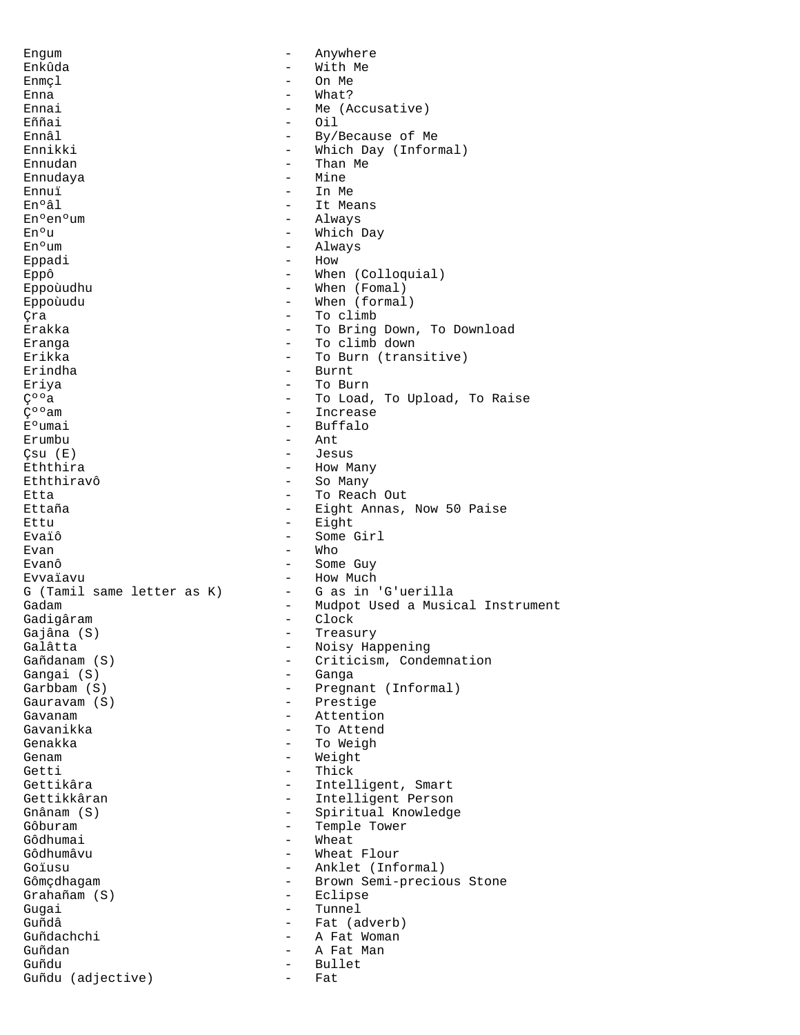Engum - Anywhere
Enkûda - With Me
Enmçl - On Me
Enna - What?
Ennai - Me (Accusative)
Eññai - Oil
Ennâl - By/Because of Me
Ennikki - Which Day (Informal)
Ennudan - Than Me
Ennudaya - Mine
Ennuï - In Me
Enºâl - It Means
Enºenºum - Always
Enºu - Which Day
Enºum - Always
Eppadi - How
Eppô - When (Colloquial)
Eppoùudhu - When (Fomal)
Eppoùudu - When (formal)
Çra - To climb
Erakka - To Bring Down, To Download
Eranga - To climb down
Erikka - To Burn (transitive)
Erindha - Burnt
Eriya - To Burn
Çººa - To Load, To Upload, To Raise
Çººam - Increase
Eºumai - Buffalo
Erumbu - Ant
Çsu (E) - Jesus
Eththira - How Many
Eththiravô - So Many
Etta - To Reach Out
Ettaña - Eight Annas, Now 50 Paise
Ettu - Eight
Evaïô - Some Girl
Evan - Who
Evanô - Some Guy
Evvaïavu - How Much
G (Tamil same letter as K) - G as in 'G'uerilla
Gadam - Mudpot Used a Musical Instrument
Gadigâram - Clock
Gajâna (S) - Treasury
Galâtta - Noisy Happening
Gañdanam (S) - Criticism, Condemnation
Gangai (S) - Ganga
Garbbam (S) - Pregnant (Informal)
Gauravam (S) - Prestige
Gavanam - Attention
Gavanikka - To Attend
Genakka - To Weigh
Genam - Weight
Getti - Thick
Gettikâra - Intelligent, Smart
Gettikkâran - Intelligent Person
Gnânam (S) - Spiritual Knowledge
Gôburam - Temple Tower
Gôdhumai - Wheat
Gôdhumâvu - Wheat Flour
Goïusu - Anklet (Informal)
Gômçdhagam - Brown Semi-precious Stone
Grahañam (S) - Eclipse
Gugai - Tunnel
Guñdâ - Fat (adverb)
Guñdachchi - A Fat Woman
Guñdan - A Fat Man
Guñdu - Bullet
Guñdu (adjective) - Fat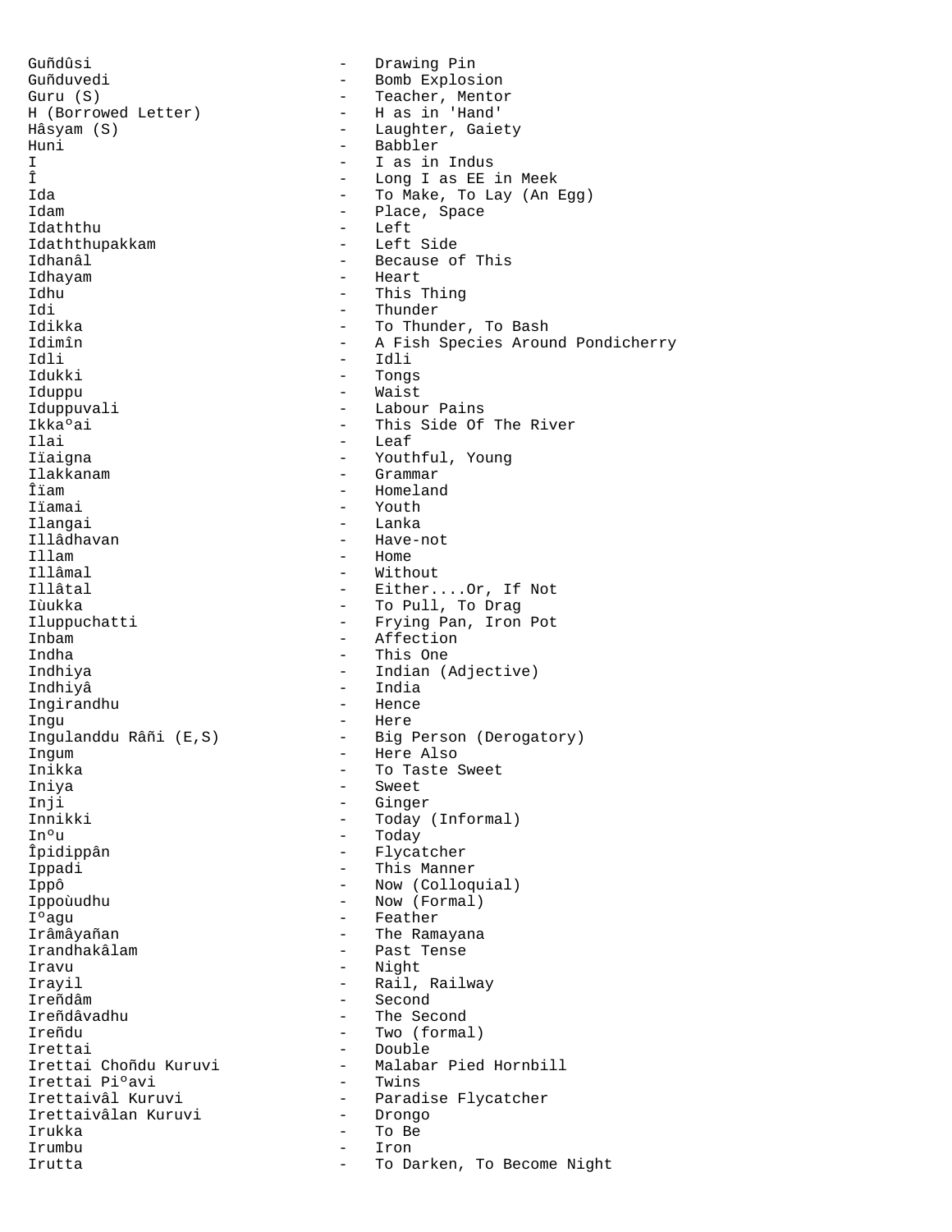Guñdûsi - Drawing Pin
Guñduvedi - Bomb Explosion
Guru (S) - Teacher, Mentor
H (Borrowed Letter) - H as in 'Hand'
Hâsyam (S) - Laughter, Gaiety
Huni - Babbler
I - I as in Indus
Î - Long I as EE in Meek
Ida - To Make, To Lay (An Egg)
Idam - Place, Space
Idaththu - Left
Idaththupakkam - Left Side
Idhanâl - Because of This
Idhayam - Heart
Idhu - This Thing
Idi - Thunder
Idikka - To Thunder, To Bash
Idimîn - A Fish Species Around Pondicherry
Idli - Idli
Idukki - Tongs
Iduppu - Waist
Iduppuvali - Labour Pains
Ikkaºai - This Side Of The River
Ilai - Leaf
Iïaigna - Youthful, Young
Ilakkanam - Grammar
Îïam - Homeland
Iïamai - Youth
Ilangai - Lanka
Illâdhavan - Have-not
Illam - Home
Illâmal - Without
Illâtal - Either....Or, If Not
Iùukka - To Pull, To Drag
Iluppuchatti - Frying Pan, Iron Pot
Inbam - Affection
Indha - This One
Indhiya - Indian (Adjective)
Indhiyâ - India
Ingirandhu - Hence
Ingu - Here
Ingulanddu Râñi (E,S) - Big Person (Derogatory)
Ingum - Here Also
Inikka - To Taste Sweet
Iniya - Sweet
Inji - Ginger
Innikki - Today (Informal)
Inºu - Today
Îpidippân - Flycatcher
Ippadi - This Manner
Ippô - Now (Colloquial)
Ippoùudhu - Now (Formal)
Iºagu - Feather
Irâmâyañan - The Ramayana
Irandhakâlam - Past Tense
Iravu - Night
Irayil - Rail, Railway
Ireñdâm - Second
Ireñdâvadhu - The Second
Ireñdu - Two (formal)
Irettai - Double
Irettai Choñdu Kuruvi - Malabar Pied Hornbill
Irettai Piºavi - Twins
Irettaivâl Kuruvi - Paradise Flycatcher
Irettaivâlan Kuruvi - Drongo
Irukka - To Be
Irumbu - Iron
Irutta - To Darken, To Become Night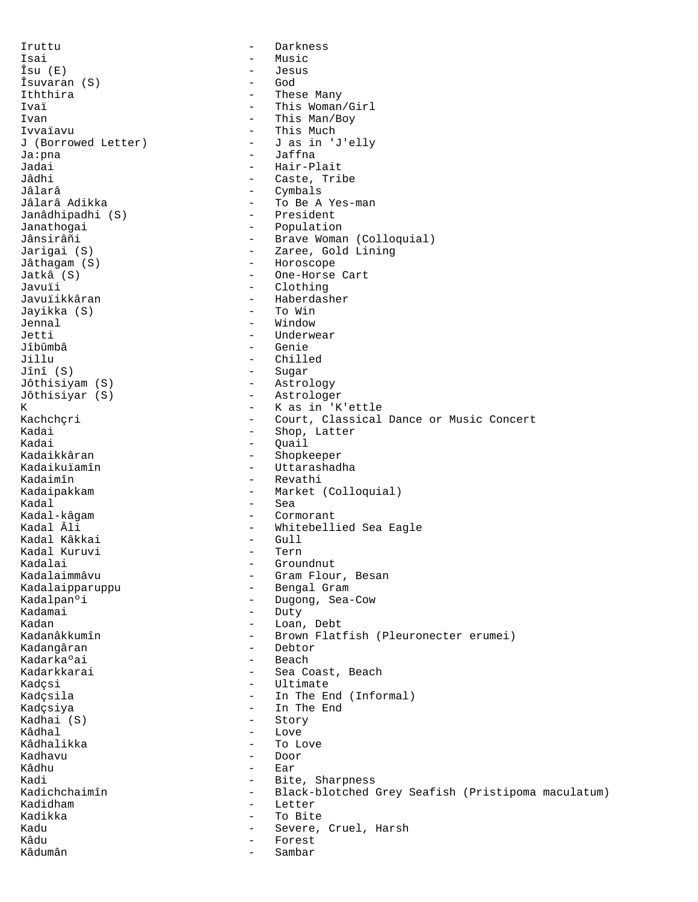Iruttu - Darkness
Isai - Music
Îsu (E) - Jesus
Îsuvaran (S) - God
Iththira - These Many
Ivaï - This Woman/Girl
Ivan - This Man/Boy
Ivvaïavu - This Much
J (Borrowed Letter) - J as in 'J'elly
Ja:pna - Jaffna
Jadai - Hair-Plait
Jâdhi - Caste, Tribe
Jâlarâ - Cymbals
Jâlarâ Adikka - To Be A Yes-man
Janâdhipadhi (S) - President
Janathogai - Population
Jânsirâñi - Brave Woman (Colloquial)
Jarigai (S) - Zaree, Gold Lining
Jâthagam (S) - Horoscope
Jatkâ (S) - One-Horse Cart
Javuïi - Clothing
Javuïikkâran - Haberdasher
Jayikka (S) - To Win
Jennal - Window
Jetti - Underwear
Jîbûmbâ - Genie
Jillu - Chilled
Jînî (S) - Sugar
Jôthisiyam (S) - Astrology
Jôthisiyar (S) - Astrologer
K - K as in 'K'ettle
Kachchçri - Court, Classical Dance or Music Concert
Kadai - Shop, Latter
Kadai - Quail
Kadaikkâran - Shopkeeper
Kadaikuïamîn - Uttarashadha
Kadaimîn - Revathi
Kadaipakkam - Market (Colloquial)
Kadal - Sea
Kadal-kâgam - Cormorant
Kadal Âli - Whitebellied Sea Eagle
Kadal Kâkkai - Gull
Kadal Kuruvi - Tern
Kadalai - Groundnut
Kadalaimmâvu - Gram Flour, Besan
Kadalaipparuppu - Bengal Gram
Kadalpanºi - Dugong, Sea-Cow
Kadamai - Duty
Kadan - Loan, Debt
Kadanâkkumîn - Brown Flatfish (Pleuronecter erumei)
Kadangâran - Debtor
Kadarkaºai - Beach
Kadarkkarai - Sea Coast, Beach
Kadçsi - Ultimate
Kadçsila - In The End (Informal)
Kadçsiya - In The End
Kadhai (S) - Story
Kâdhal - Love
Kâdhalikka - To Love
Kadhavu - Door
Kâdhu - Ear
Kadi - Bite, Sharpness
Kadichchaimîn - Black-blotched Grey Seafish (Pristipoma maculatum)
Kadidham - Letter
Kadikka - To Bite
Kadu - Severe, Cruel, Harsh
Kâdu - Forest
Kâdumân - Sambar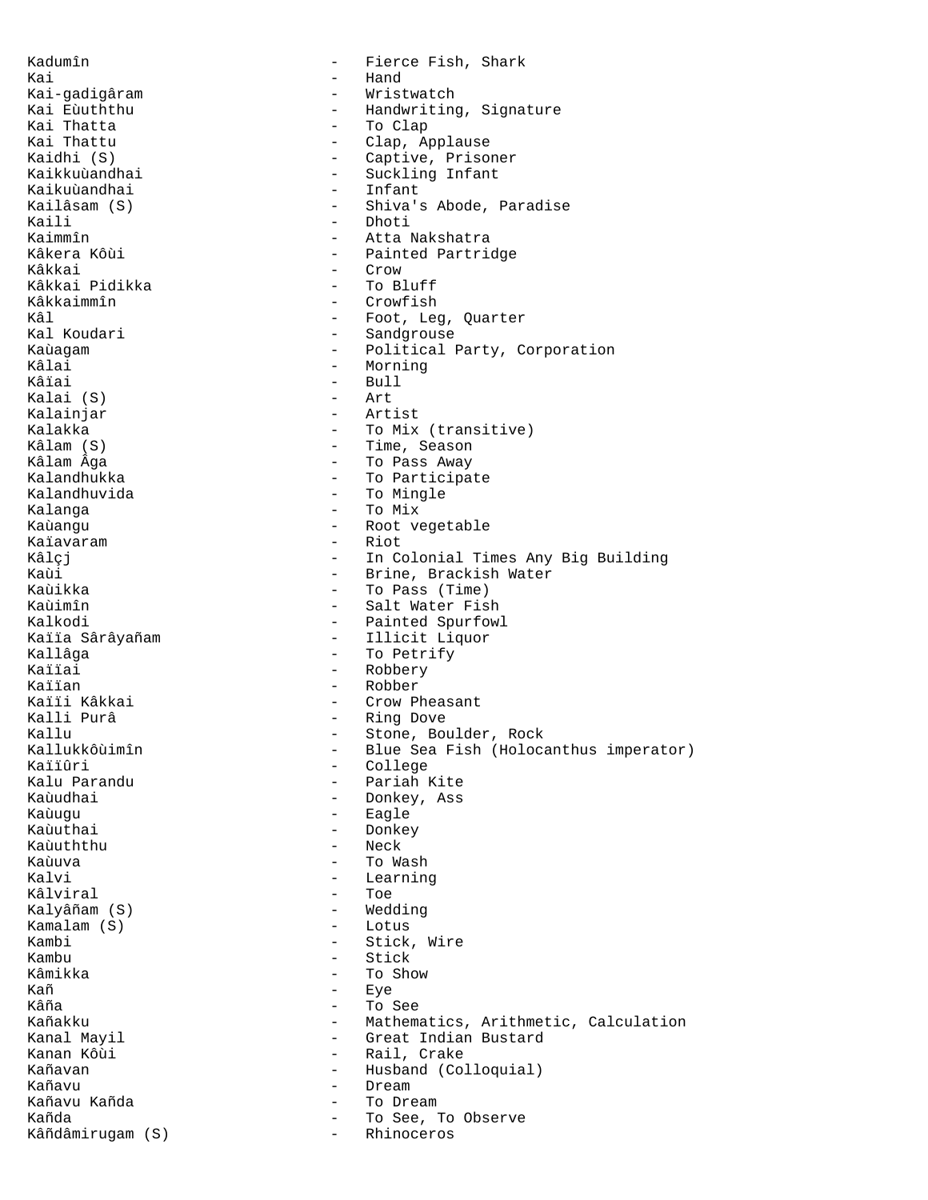Kadumîn - Fierce Fish, Shark
Kai - Hand
Kai-gadigâram - Wristwatch
Kai Eùuththu - Handwriting, Signature
Kai Thatta - To Clap
Kai Thattu - Clap, Applause
Kaidhi (S) - Captive, Prisoner
Kaikkuùandhai - Suckling Infant
Kaikuùandhai - Infant
Kailâsam (S) - Shiva's Abode, Paradise
Kaili - Dhoti
Kaimmîn - Atta Nakshatra
Kâkera Kôùi - Painted Partridge
Kâkkai - Crow
Kâkkai Pidikka - To Bluff
Kâkkaimmîn - Crowfish
Kâl - Foot, Leg, Quarter
Kal Koudari - Sandgrouse
Kaùagam - Political Party, Corporation
Kâlai - Morning
Kâïai - Bull
Kalai (S) - Art
Kalainjar - Artist
Kalakka - To Mix (transitive)
Kâlam (S) - Time, Season
Kâlam Âga - To Pass Away
Kalandhukka - To Participate
Kalandhuvida - To Mingle
Kalanga - To Mix
Kaùangu - Root vegetable
Kaïavaram - Riot
Kâlçj - In Colonial Times Any Big Building
Kaùi - Brine, Brackish Water
Kaùikka - To Pass (Time)
Kaùimîn - Salt Water Fish
Kalkodi - Painted Spurfowl
Kaïïa Sârâyañam - Illicit Liquor
Kallâga - To Petrify
Kaïïai - Robbery
Kaïïan - Robber
Kaïïi Kâkkai - Crow Pheasant
Kalli Purâ - Ring Dove
Kallu - Stone, Boulder, Rock
Kallukkôùimîn - Blue Sea Fish (Holocanthus imperator)
Kaïïûri - College
Kalu Parandu - Pariah Kite
Kaùudhai - Donkey, Ass
Kaùugu - Eagle
Kaùuthai - Donkey
Kaùuththu - Neck
Kaùuva - To Wash
Kalvi - Learning
Kâlviral - Toe
Kalyâñam (S) - Wedding
Kamalam (S) - Lotus
Kambi - Stick, Wire
Kambu - Stick
Kâmikka - To Show
Kañ - Eye
Kâña - To See
Kañakku - Mathematics, Arithmetic, Calculation
Kanal Mayil - Great Indian Bustard
Kanan Kôùi - Rail, Crake
Kañavan - Husband (Colloquial)
Kañavu - Dream
Kañavu Kañda - To Dream
Kañda - To See, To Observe
Kâñdâmirugam (S) - Rhinoceros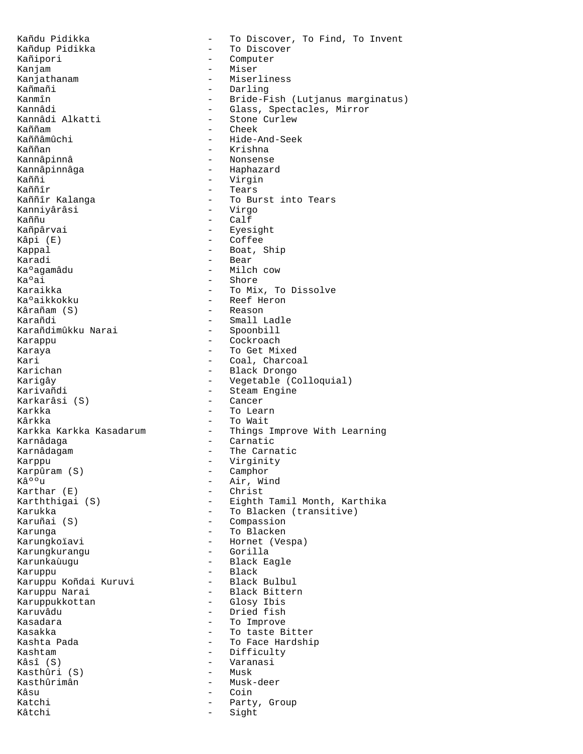Kañdu Pidikka - To Discover, To Find, To Invent
Kañdup Pidikka - To Discover
Kañipori - Computer
Kanjam - Miser
Kanjathanam - Miserliness
Kañmañi - Darling
Kanmîn - Bride-Fish (Lutjanus marginatus)
Kannâdi - Glass, Spectacles, Mirror
Kannâdi Alkatti - Stone Curlew
Kaññam - Cheek
Kaññâmûchi - Hide-And-Seek
Kaññan - Krishna
Kannâpinnâ - Nonsense
Kannâpinnâga - Haphazard
Kaññi - Virgin
Kaññîr - Tears
Kaññîr Kalanga - To Burst into Tears
Kanniyârâsi - Virgo
Kaññu - Calf
Kañpârvai - Eyesight
Kâpi (E) - Coffee
Kappal - Boat, Ship
Karadi - Bear
Kaºagamâdu - Milch cow
Kaºai - Shore
Karaikka - To Mix, To Dissolve
Kaºaikkokku - Reef Heron
Kârañam (S) - Reason
Karañdi - Small Ladle
Karañdimûkku Narai - Spoonbill
Karappu - Cockroach
Karaya - To Get Mixed
Kari - Coal, Charcoal
Karichan - Black Drongo
Karigây - Vegetable (Colloquial)
Karivañdi - Steam Engine
Karkarâsi (S) - Cancer
Karkka - To Learn
Kârkka - To Wait
Karkka Karkka Kasadarum - Things Improve With Learning
Karnâdaga - Carnatic
Karnâdagam - The Carnatic
Karppu - Virginity
Karpûram (S) - Camphor
Kâººu - Air, Wind
Karthar (E) - Christ
Karththigai (S) - Eighth Tamil Month, Karthika
Karukka - To Blacken (transitive)
Karuñai (S) - Compassion
Karunga - To Blacken
Karungkoïavi - Hornet (Vespa)
Karungkurangu - Gorilla
Karunkaùugu - Black Eagle
Karuppu - Black
Karuppu Koñdai Kuruvi - Black Bulbul
Karuppu Narai - Black Bittern
Karuppukkottan - Glosy Ibis
Karuvâdu - Dried fish
Kasadara - To Improve
Kasakka - To taste Bitter
Kashta Pada - To Face Hardship
Kashtam - Difficulty
Kâsî (S) - Varanasi
Kasthûri (S) - Musk
Kasthûrimân - Musk-deer
Kâsu - Coin
Katchi - Party, Group
Kâtchi - Sight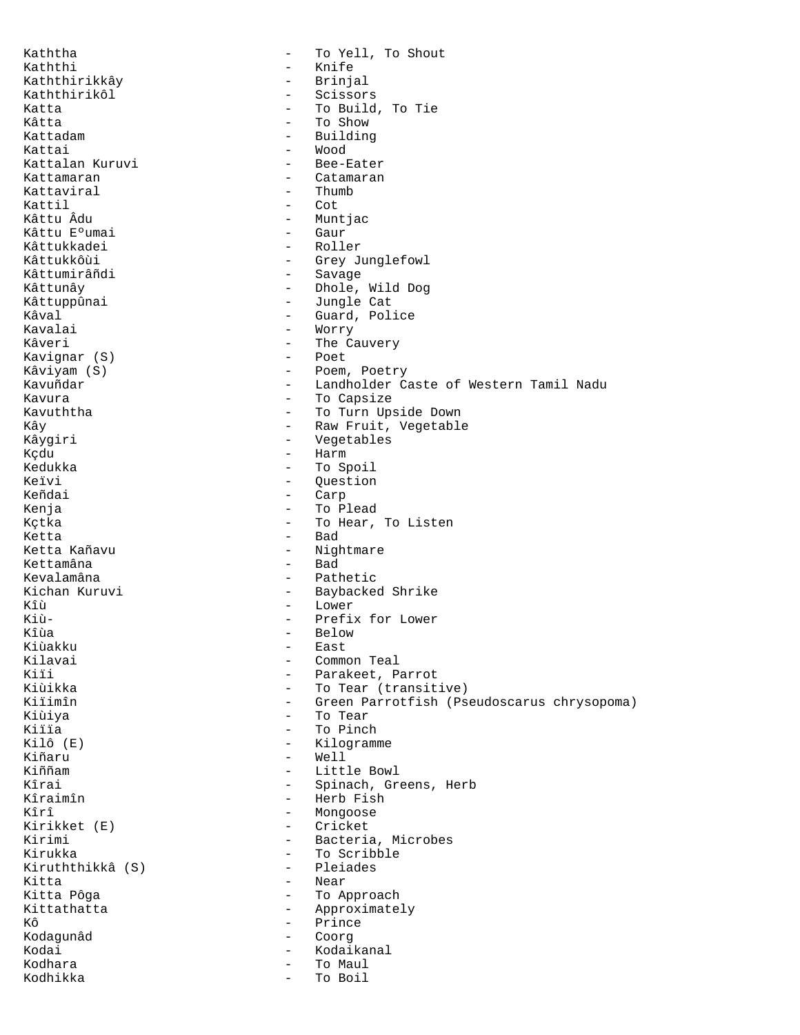Kaththa - To Yell, To Shout
Kaththi - Knife
Kaththirikkây - Brinjal
Kaththirikôl - Scissors
Katta - To Build, To Tie
Kâtta - To Show
Kattadam - Building
Kattai - Wood
Kattalan Kuruvi - Bee-Eater
Kattamaran - Catamaran
Kattaviral - Thumb
Kattil - Cot
Kâttu Âdu - Muntjac
Kâttu Eºumai - Gaur
Kâttukkadei - Roller
Kâttukkôùi - Grey Junglefowl
Kâttumirâñdi - Savage
Kâttunây - Dhole, Wild Dog
Kâttuppûnai - Jungle Cat
Kâval - Guard, Police
Kavalai - Worry
Kâveri - The Cauvery
Kavignar (S) - Poet
Kâviyam (S) - Poem, Poetry
Kavuñdar - Landholder Caste of Western Tamil Nadu
Kavura - To Capsize
Kavuththa - To Turn Upside Down
Kây - Raw Fruit, Vegetable
Kâygiri - Vegetables
Kçdu - Harm
Kedukka - To Spoil
Keïvi - Question
Keñdai - Carp
Kenja - To Plead
Kçtka - To Hear, To Listen
Ketta - Bad
Ketta Kañavu - Nightmare
Kettamâna - Bad
Kevalamâna - Pathetic
Kichan Kuruvi - Baybacked Shrike
Kîù - Lower
Kiù- - Prefix for Lower
Kîùa - Below
Kiùakku - East
Kilavai - Common Teal
Kiïi - Parakeet, Parrot
Kiùikka - To Tear (transitive)
Kiïimîn - Green Parrotfish (Pseudoscarus chrysopoma)
Kiùiya - To Tear
Kiïïa - To Pinch
Kilô (E) - Kilogramme
Kiñaru - Well
Kiññam - Little Bowl
Kîrai - Spinach, Greens, Herb
Kîraimîn - Herb Fish
Kîrî - Mongoose
Kirikket (E) - Cricket
Kirimi - Bacteria, Microbes
Kirukka - To Scribble
Kiruththikkâ (S) - Pleiades
Kitta - Near
Kitta Pôga - To Approach
Kittathatta - Approximately
Kô - Prince
Kodagunâd - Coorg
Kodai - Kodaikanal
Kodhara - To Maul
Kodhikka - To Boil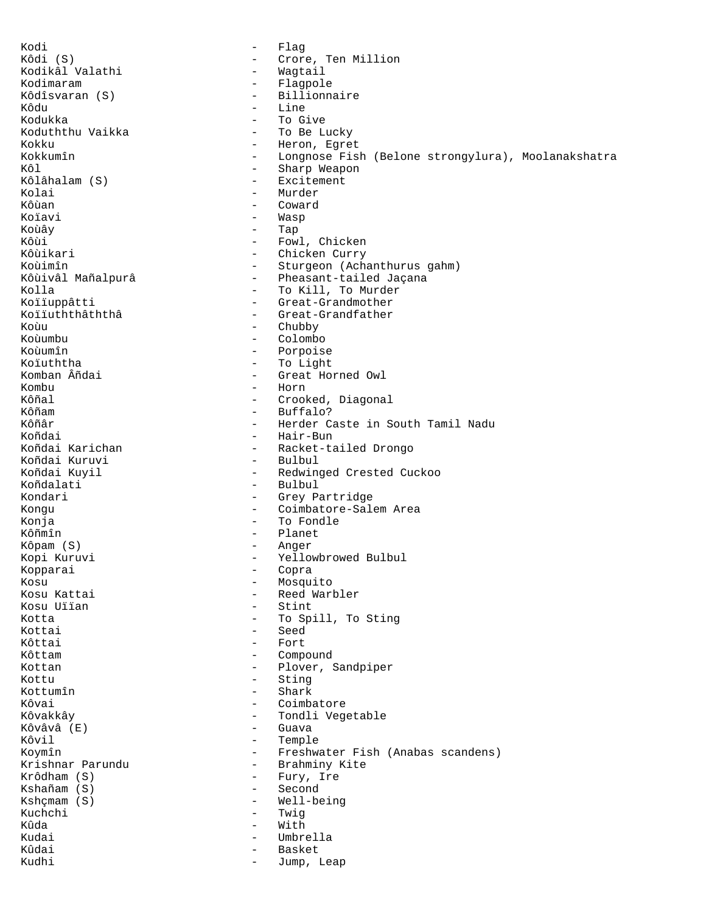Kodi - Flag
Kôdi (S) - Crore, Ten Million
Kodikâl Valathi - Wagtail
Kodimaram - Flagpole
Kôdîsvaran (S) - Billionnaire
Kôdu - Line
Kodukka - To Give
Koduththu Vaikka - To Be Lucky
Kokku - Heron, Egret
Kokkumîn - Longnose Fish (Belone strongylura), Moolanakshatra
Kôl - Sharp Weapon
Kôlâhalam (S) - Excitement
Kolai - Murder
Kôùan - Coward
Koïavi - Wasp
Koùây - Tap
Kôùi - Fowl, Chicken
Kôùikari - Chicken Curry
Koùimîn - Sturgeon (Achanthurus gahm)
Kôùivâl Mañalpurâ - Pheasant-tailed Jaçana
Kolla - To Kill, To Murder
Koïïuppâtti - Great-Grandmother
Koïïuththâththâ - Great-Grandfather
Koùu - Chubby
Koùumbu - Colombo
Koùumîn - Porpoise
Koïuththa - To Light
Komban Âñdai - Great Horned Owl
Kombu - Horn
Kôñal - Crooked, Diagonal
Kôñam - Buffalo?
Kôñâr - Herder Caste in South Tamil Nadu
Koñdai - Hair-Bun
Koñdai Karichan - Racket-tailed Drongo
Koñdai Kuruvi - Bulbul
Koñdai Kuyil - Redwinged Crested Cuckoo
Koñdalati - Bulbul
Kondari - Grey Partridge
Kongu - Coimbatore-Salem Area
Konja - To Fondle
Kôñmîn - Planet
Kôpam (S) - Anger
Kopi Kuruvi - Yellowbrowed Bulbul
Kopparai - Copra
Kosu - Mosquito
Kosu Kattai - Reed Warbler
Kosu Uïïan - Stint
Kotta - To Spill, To Sting
Kottai - Seed
Kôttai - Fort
Kôttam - Compound
Kottan - Plover, Sandpiper
Kottu - Sting
Kottumîn - Shark
Kôvai - Coimbatore
Kôvakkây - Tondli Vegetable
Kôvâvâ (E) - Guava
Kôvil - Temple
Koymîn - Freshwater Fish (Anabas scandens)
Krishnar Parundu - Brahminy Kite
Krôdham (S) - Fury, Ire
Kshañam (S) - Second
Kshçmam (S) - Well-being
Kuchchi - Twig
Kûda - With
Kudai - Umbrella
Kûdai - Basket
Kudhi - Jump, Leap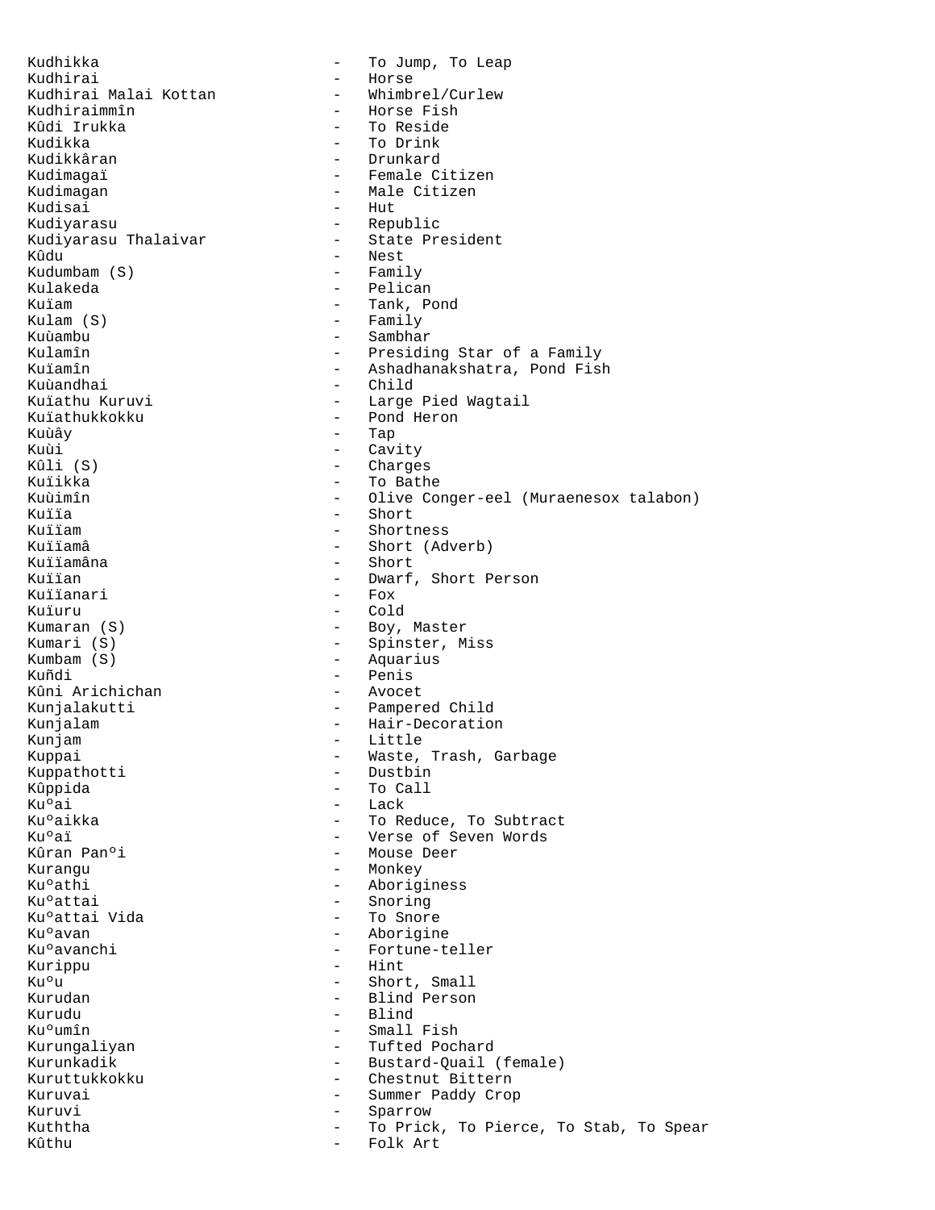Kudhikka - To Jump, To Leap
Kudhirai - Horse
Kudhirai Malai Kottan - Whimbrel/Curlew
Kudhiraimmîn - Horse Fish
Kûdi Irukka - To Reside
Kudikka - To Drink
Kudikkâran - Drunkard
Kudimagaï - Female Citizen
Kudimagan - Male Citizen
Kudisai - Hut
Kudiyarasu - Republic
Kudiyarasu Thalaivar - State President
Kûdu - Nest
Kudumbam (S) - Family
Kulakeda - Pelican
Kuïam - Tank, Pond
Kulam (S) - Family
Kuùambu - Sambhar
Kulamîn - Presiding Star of a Family
Kuïamîn - Ashadhanakshatra, Pond Fish
Kuùandhai - Child
Kuïathu Kuruvi - Large Pied Wagtail
Kuïathukkokku - Pond Heron
Kuùây - Tap
Kuùi - Cavity
Kûli (S) - Charges
Kuïikka - To Bathe
Kuùimîn - Olive Conger-eel (Muraenesox talabon)
Kuïïa - Short
Kuïïam - Shortness
Kuïïamâ - Short (Adverb)
Kuïïamâna - Short
Kuïïan - Dwarf, Short Person
Kuïïanari - Fox
Kuïuru - Cold
Kumaran (S) - Boy, Master
Kumari (S) - Spinster, Miss
Kumbam (S) - Aquarius
Kuñdi - Penis
Kûni Arichichan - Avocet
Kunjalakutti - Pampered Child
Kunjalam - Hair-Decoration
Kunjam - Little
Kuppai - Waste, Trash, Garbage
Kuppathotti - Dustbin
Kûppida - To Call
Kuºai - Lack
Kuºaikka - To Reduce, To Subtract
Kuºaï - Verse of Seven Words
Kûran Panºi - Mouse Deer
Kurangu - Monkey
Kuºathi - Aboriginess
Kuºattai - Snoring
Kuºattai Vida - To Snore
Kuºavan - Aborigine
Kuºavanchi - Fortune-teller
Kurippu - Hint
Kuºu - Short, Small
Kurudan - Blind Person
Kurudu - Blind
Kuºumîn - Small Fish
Kurungaliyan - Tufted Pochard
Kurunkadik - Bustard-Quail (female)
Kuruttukkokku - Chestnut Bittern
Kuruvai - Summer Paddy Crop
Kuruvi - Sparrow
Kuththa - To Prick, To Pierce, To Stab, To Spear
Kûthu - Folk Art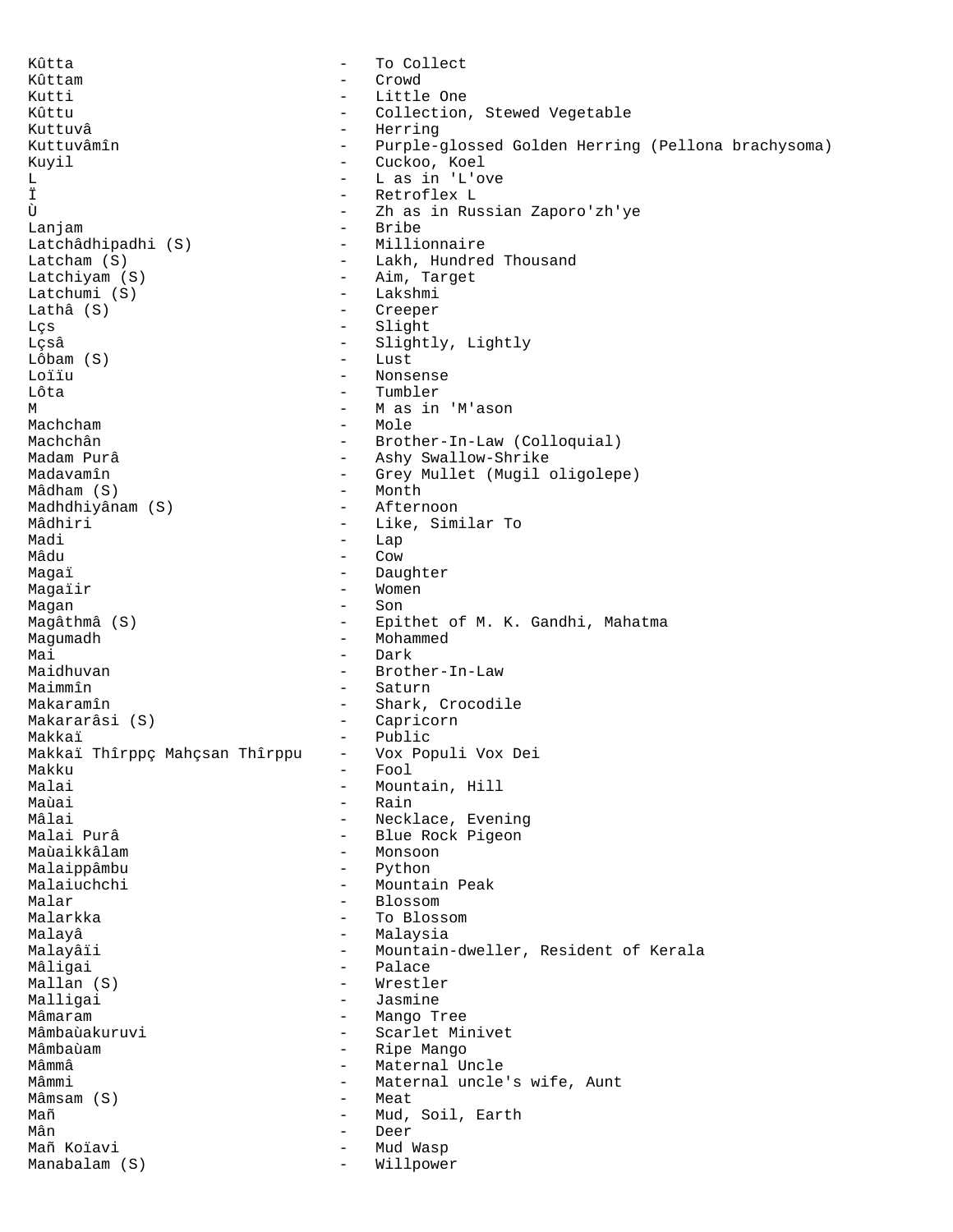Kûtta - To Collect
Kûttam - Crowd
Kutti - Little One
Kûttu - Collection, Stewed Vegetable
Kuttuvâ - Herring
Kuttuvâmîn - Purple-glossed Golden Herring (Pellona brachysoma)
Kuyil - Cuckoo, Koel
L - L as in 'L'ove
Ï - Retroflex L
Ù - Zh as in Russian Zaporo'zh'ye
Lanjam - Bribe
Latchâdhipadhi (S) - Millionnaire
Latcham (S) - Lakh, Hundred Thousand
Latchiyam (S) - Aim, Target
Latchumi (S) - Lakshmi
Lathâ (S) - Creeper
Lçs - Slight
Lçsâ - Slightly, Lightly
Lôbam (S) - Lust
Loïïu - Nonsense
Lôta - Tumbler
M - M as in 'M'ason
Machcham - Mole
Machchân - Brother-In-Law (Colloquial)
Madam Purâ - Ashy Swallow-Shrike
Madavamîn - Grey Mullet (Mugil oligolepe)
Mâdham (S) - Month
Madhdhiyânam (S) - Afternoon
Mâdhiri - Like, Similar To
Madi - Lap
Mâdu - Cow
Magaï - Daughter
Magaïir - Women
Magan - Son
Magâthmâ (S) - Epithet of M. K. Gandhi, Mahatma
Magumadh - Mohammed
Mai - Dark
Maidhuvan - Brother-In-Law
Maimmîn - Saturn
Makaramîn - Shark, Crocodile
Makararâsi (S) - Capricorn
Makkaï - Public
Makkaï Thîrppç Mahçsan Thîrppu - Vox Populi Vox Dei
Makku - Fool
Malai - Mountain, Hill
Maùai - Rain
Mâlai - Necklace, Evening
Malai Purâ - Blue Rock Pigeon
Maùaikkâlam - Monsoon
Malaippâmbu - Python
Malaiuchchi - Mountain Peak
Malar - Blossom
Malarkka - To Blossom
Malayâ - Malaysia
Malayâïi - Mountain-dweller, Resident of Kerala
Mâligai - Palace
Mallan (S) - Wrestler
Malligai - Jasmine
Mâmaram - Mango Tree
Mâmbaùakuruvi - Scarlet Minivet
Mâmbaùam - Ripe Mango
Mâmmâ - Maternal Uncle
Mâmmi - Maternal uncle's wife, Aunt
Mâmsam (S) - Meat
Mañ - Mud, Soil, Earth
Mân - Deer
Mañ Koïavi - Mud Wasp
Manabalam (S) - Willpower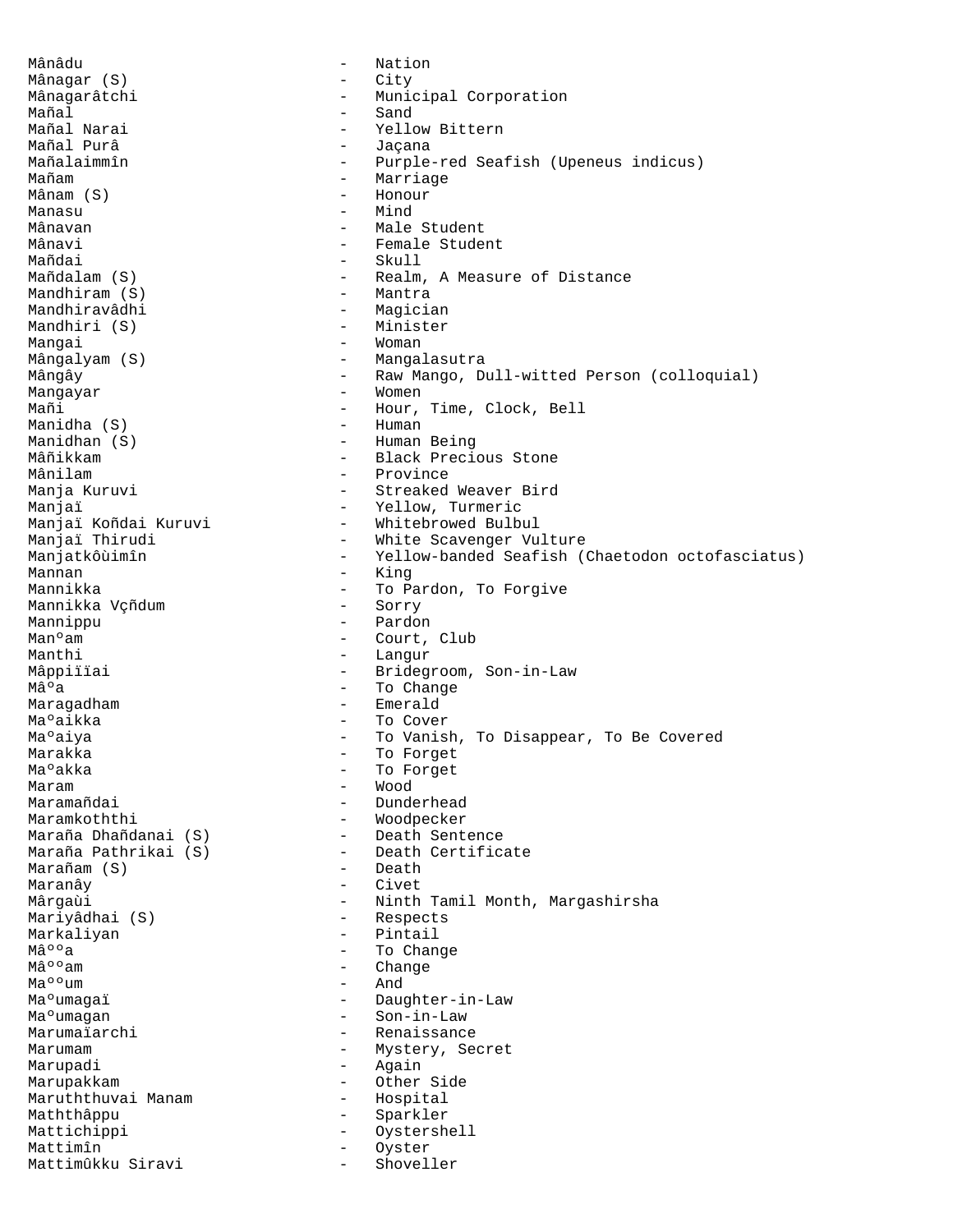Mânâdu - Nation
Mânagar (S) - City
Mânagarâtchi - Municipal Corporation
Mañal - Sand
Mañal Narai - Yellow Bittern
Mañal Purâ - Jaçana
Mañalaimmîn - Purple-red Seafish (Upeneus indicus)
Mañam - Marriage
Mânam (S) - Honour
Manasu - Mind
Mânavan - Male Student
Mânavi - Female Student
Mañdai - Skull
Mañdalam (S) - Realm, A Measure of Distance
Mandhiram (S) - Mantra
Mandhiravâdhi - Magician
Mandhiri (S) - Minister
Mangai - Woman
Mângalyam (S) - Mangalasutra
Mângây - Raw Mango, Dull-witted Person (colloquial)
Mangayar - Women
Mañi - Hour, Time, Clock, Bell
Manidha (S) - Human
Manidhan (S) - Human Being
Mâñikkam - Black Precious Stone
Mânilam - Province
Manja Kuruvi - Streaked Weaver Bird
Manjaï - Yellow, Turmeric
Manjaï Koñdai Kuruvi - Whitebrowed Bulbul
Manjaï Thirudi - White Scavenger Vulture
Manjatkôùimîn - Yellow-banded Seafish (Chaetodon octofasciatus)
Mannan - King
Mannikka - To Pardon, To Forgive
Mannikka Vçñdum - Sorry
Mannippu - Pardon
Manºam - Court, Club
Manthi - Langur
Mâppiïïai - Bridegroom, Son-in-Law
Mâºa - To Change
Maragadham - Emerald
Maºaikka - To Cover
Maºaiya - To Vanish, To Disappear, To Be Covered
Marakka - To Forget
Maºakka - To Forget
Maram - Wood
Maramañdai - Dunderhead
Maramkoththi - Woodpecker
Marañа Dhañdanai (S) - Death Sentence
Marañа Pathrikai (S) - Death Certificate
Marañam (S) - Death
Maranây - Civet
Mârgaùi - Ninth Tamil Month, Margashirsha
Mariyâdhai (S) - Respects
Markaliyan - Pintail
Mâººa - To Change
Mâººam - Change
Maººum - And
Maºumagaï - Daughter-in-Law
Maºumagan - Son-in-Law
Marumaïarchi - Renaissance
Marumam - Mystery, Secret
Marupadi - Again
Marupakkam - Other Side
Maruththuvai Manam - Hospital
Maththâppu - Sparkler
Mattichippi - Oystershell
Mattimîn - Oyster
Mattimûkku Siravi - Shoveller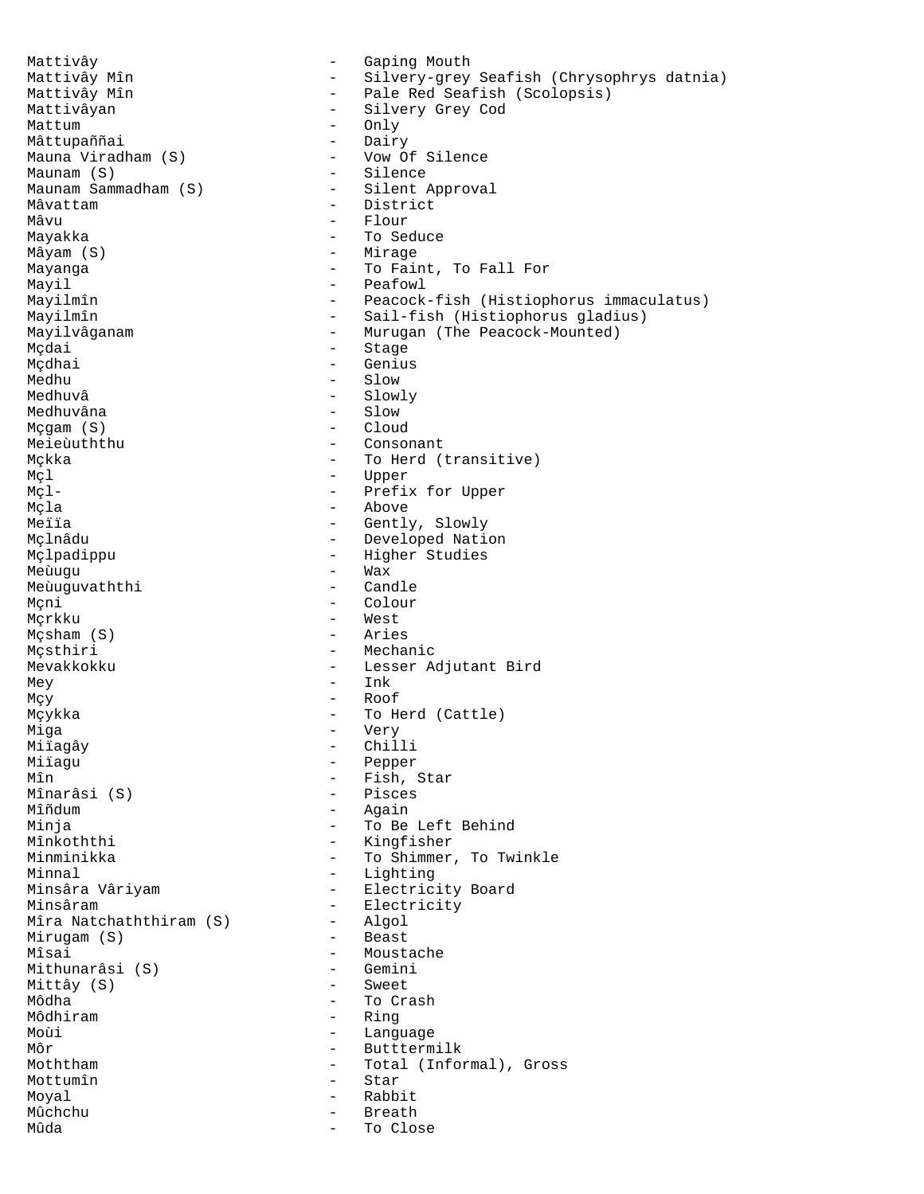Mattivây - Gaping Mouth
Mattivây Mîn - Silvery-grey Seafish (Chrysophrys datnia)
Mattivây Mîn - Pale Red Seafish (Scolopsis)
Mattivâyan - Silvery Grey Cod
Mattum - Only
Mâttupaññai - Dairy
Mauna Viradham (S) - Vow Of Silence
Maunam (S) - Silence
Maunam Sammadham (S) - Silent Approval
Mâvattam - District
Mâvu - Flour
Mayakka - To Seduce
Mâyam (S) - Mirage
Mayanga - To Faint, To Fall For
Mayil - Peafowl
Mayilmîn - Peacock-fish (Histiophorus immaculatus)
Mayilmîn - Sail-fish (Histiophorus gladius)
Mayilvâganam - Murugan (The Peacock-Mounted)
Mçdai - Stage
Mçdhai - Genius
Medhu - Slow
Medhuvâ - Slowly
Medhuvâna - Slow
Mçgam (S) - Cloud
Meieùuththu - Consonant
Mçkka - To Herd (transitive)
Mçl - Upper
Mçl- - Prefix for Upper
Mçla - Above
Meïïa - Gently, Slowly
Mçlnâdu - Developed Nation
Mçlpadippu - Higher Studies
Meùugu - Wax
Meùuguvaththi - Candle
Mçni - Colour
Mçrkku - West
Mçsham (S) - Aries
Mçsthiri - Mechanic
Mevakkokku - Lesser Adjutant Bird
Mey - Ink
Mçy - Roof
Mçykka - To Herd (Cattle)
Miga - Very
Miïagây - Chilli
Miïagu - Pepper
Mîn - Fish, Star
Mînarâsi (S) - Pisces
Mîñdum - Again
Minja - To Be Left Behind
Mînkoththi - Kingfisher
Minminikka - To Shimmer, To Twinkle
Minnal - Lighting
Minsâra Vâriyam - Electricity Board
Minsâram - Electricity
Mîra Natchaththiram (S) - Algol
Mirugam (S) - Beast
Mîsai - Moustache
Mithunarâsi (S) - Gemini
Mittây (S) - Sweet
Môdha - To Crash
Môdhiram - Ring
Moùi - Language
Môr - Butttermilk
Moththam - Total (Informal), Gross
Mottumîn - Star
Moyal - Rabbit
Mûchchu - Breath
Mûda - To Close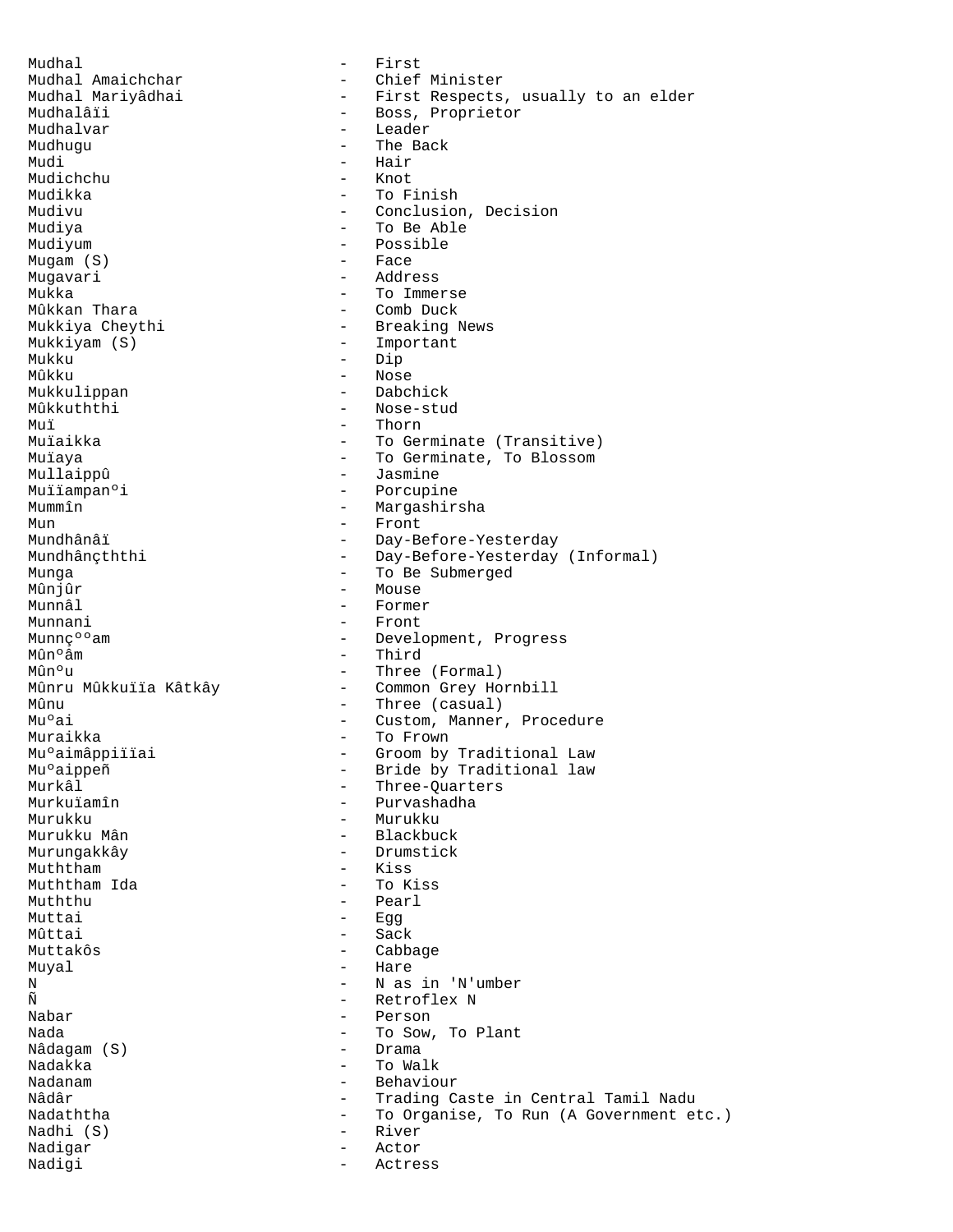Mudhal - First
Mudhal Amaichchar - Chief Minister
Mudhal Mariyâdhai - First Respects, usually to an elder
Mudhalâïi - Boss, Proprietor
Mudhalvar - Leader
Mudhugu - The Back
Mudi - Hair
Mudichchu - Knot
Mudikka - To Finish
Mudivu - Conclusion, Decision
Mudiya - To Be Able
Mudiyum - Possible
Mugam (S) - Face
Mugavari - Address
Mukka - To Immerse
Mûkkan Thara - Comb Duck
Mukkiya Cheythi - Breaking News
Mukkiyam (S) - Important
Mukku - Dip
Mûkku - Nose
Mukkulippan - Dabchick
Mûkkuththi - Nose-stud
Muï - Thorn
Muïaikka - To Germinate (Transitive)
Muïaya - To Germinate, To Blossom
Mullaippû - Jasmine
Muïïampanºi - Porcupine
Mummîn - Margashirsha
Mun - Front
Mundhânâï - Day-Before-Yesterday
Mundhânçththi - Day-Before-Yesterday (Informal)
Munga - To Be Submerged
Mûnjûr - Mouse
Munnâl - Former
Munnani - Front
Munnçººam - Development, Progress
Mûnºâm - Third
Mûnºu - Three (Formal)
Mûnru Mûkkuïïa Kâtkây - Common Grey Hornbill
Mûnu - Three (casual)
Muºai - Custom, Manner, Procedure
Muraikka - To Frown
Muºaimâppiïïai - Groom by Traditional Law
Muºaippeñ - Bride by Traditional law
Murkâl - Three-Quarters
Murkuïamîn - Purvashadha
Murukku - Murukku
Murukku Mân - Blackbuck
Murungakkây - Drumstick
Muththam - Kiss
Muththam Ida - To Kiss
Muththu - Pearl
Muttai - Egg
Mûttai - Sack
Muttakôs - Cabbage
Muyal - Hare
N - N as in 'N'umber
Ñ - Retroflex N
Nabar - Person
Nada - To Sow, To Plant
Nâdagam (S) - Drama
Nadakka - To Walk
Nadanam - Behaviour
Nâdâr - Trading Caste in Central Tamil Nadu
Nadaththa - To Organise, To Run (A Government etc.)
Nadhi (S) - River
Nadigar - Actor
Nadigi - Actress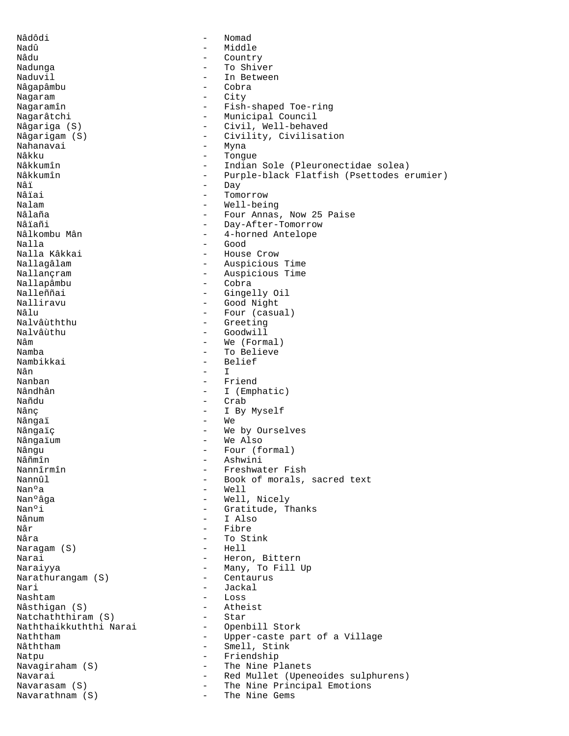Nâdôdi - Nomad
Nadû - Middle
Nâdu - Country
Nadunga - To Shiver
Naduvil - In Between
Nâgapâmbu - Cobra
Nagaram - City
Nagaramîn - Fish-shaped Toe-ring
Nagarâtchi - Municipal Council
Nâgariga (S) - Civil, Well-behaved
Nâgarigam (S) - Civility, Civilisation
Nahanavai - Myna
Nâkku - Tongue
Nâkkumîn - Indian Sole (Pleuronectidae solea)
Nâkkumîn - Purple-black Flatfish (Psettodes erumier)
Nâï - Day
Nâïai - Tomorrow
Nalam - Well-being
Nâlaña - Four Annas, Now 25 Paise
Nâïañi - Day-After-Tomorrow
Nâlkombu Mân - 4-horned Antelope
Nalla - Good
Nalla Kâkkai - House Crow
Nallagâlam - Auspicious Time
Nallançram - Auspicious Time
Nallapâmbu - Cobra
Nalleññai - Gingelly Oil
Nalliravu - Good Night
Nâlu - Four (casual)
Nalvâùththu - Greeting
Nalvâùthu - Goodwill
Nâm - We (Formal)
Namba - To Believe
Nambikkai - Belief
Nân - I
Nanban - Friend
Nândhân - I (Emphatic)
Nañdu - Crab
Nânç - I By Myself
Nângaï - We
Nângaïç - We by Ourselves
Nângaïum - We Also
Nângu - Four (formal)
Nâñmîn - Ashwini
Nannîrmîn - Freshwater Fish
Nannûl - Book of morals, sacred text
Nanºa - Well
Nanºâga - Well, Nicely
Nanºi - Gratitude, Thanks
Nânum - I Also
Nâr - Fibre
Nâra - To Stink
Naragam (S) - Hell
Narai - Heron, Bittern
Naraiyya - Many, To Fill Up
Narathurangam (S) - Centaurus
Nari - Jackal
Nashtam - Loss
Nâsthigan (S) - Atheist
Natchaththiram (S) - Star
Naththaikkuththi Narai - Openbill Stork
Naththam - Upper-caste part of a Village
Nâththam - Smell, Stink
Natpu - Friendship
Navagiraham (S) - The Nine Planets
Navarai - Red Mullet (Upeneoides sulphurens)
Navarasam (S) - The Nine Principal Emotions
Navarathnam (S) - The Nine Gems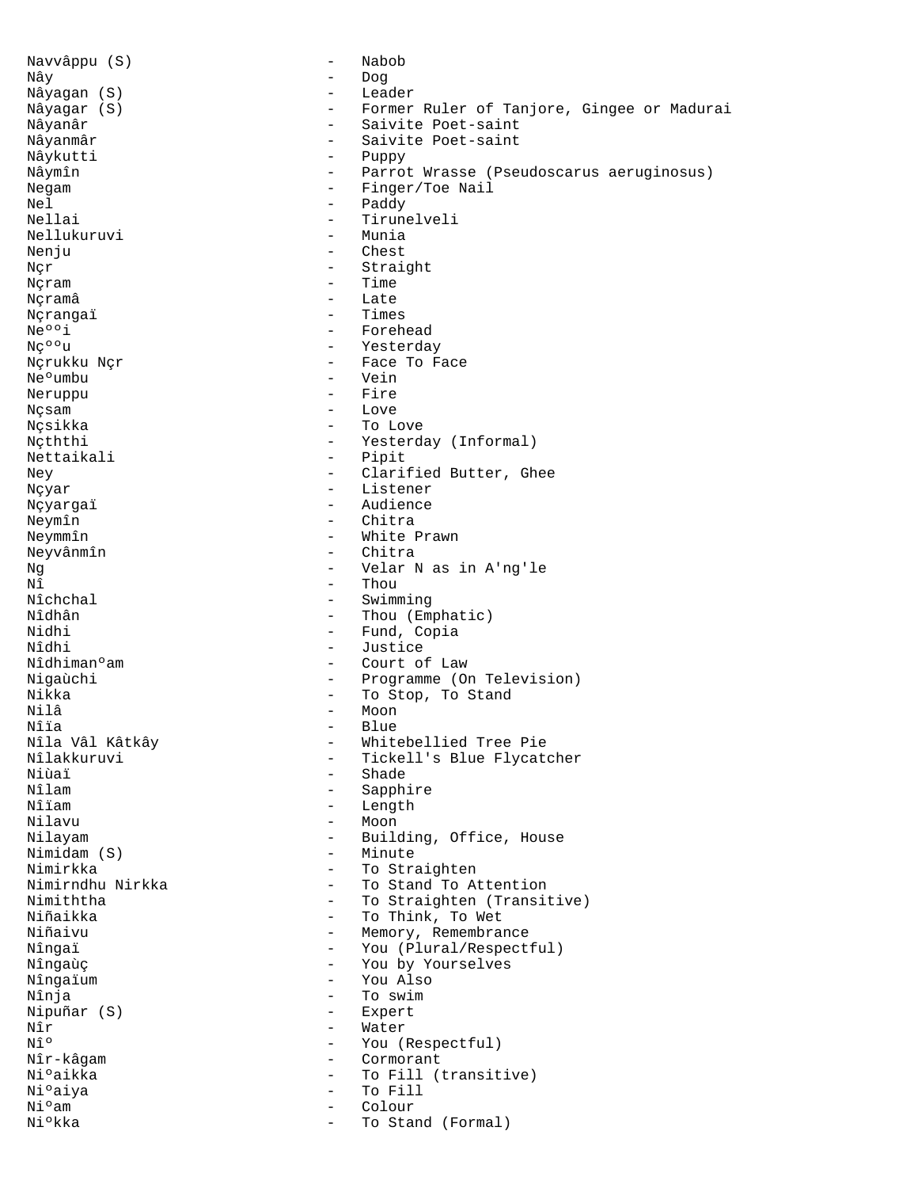Navvâppu (S) - Nabob
Nây - Dog
Nâyagan (S) - Leader
Nâyagar (S) - Former Ruler of Tanjore, Gingee or Madurai
Nâyanâr - Saivite Poet-saint
Nâyanmâr - Saivite Poet-saint
Nâykutti - Puppy
Nâymîn - Parrot Wrasse (Pseudoscarus aeruginosus)
Negam - Finger/Toe Nail
Nel - Paddy
Nellai - Tirunelveli
Nellukuruvi - Munia
Nenju - Chest
Nçr - Straight
Nçram - Time
Nçramâ - Late
Nçrangaï - Times
Neººi - Forehead
Nçººu - Yesterday
Nçrukku Nçr - Face To Face
Neºumbu - Vein
Neruppu - Fire
Nçsam - Love
Nçsikka - To Love
Nçththi - Yesterday (Informal)
Nettaikali - Pipit
Ney - Clarified Butter, Ghee
Nçyar - Listener
Nçyargaï - Audience
Neymîn - Chitra
Neymmîn - White Prawn
Neyvânmîn - Chitra
Ng - Velar N as in A'ng'le
Nî - Thou
Nîchchal - Swimming
Nîdhân - Thou (Emphatic)
Nidhi - Fund, Copia
Nîdhi - Justice
Nîdhimanºam - Court of Law
Nigaùchi - Programme (On Television)
Nikka - To Stop, To Stand
Nilâ - Moon
Nîïa - Blue
Nîla Vâl Kâtkây - Whitebellied Tree Pie
Nîlakkuruvi - Tickell's Blue Flycatcher
Niùaï - Shade
Nîlam - Sapphire
Nîïam - Length
Nilavu - Moon
Nilayam - Building, Office, House
Nimidam (S) - Minute
Nimirkka - To Straighten
Nimirndhu Nirkka - To Stand To Attention
Nimiththa - To Straighten (Transitive)
Niñaikka - To Think, To Wet
Niñaivu - Memory, Remembrance
Nîngaï - You (Plural/Respectful)
Nîngaùç - You by Yourselves
Nîngaïum - You Also
Nînja - To swim
Nipuñar (S) - Expert
Nîr - Water
Nîº - You (Respectful)
Nîr-kâgam - Cormorant
Niºaikka - To Fill (transitive)
Niºaiya - To Fill
Niºam - Colour
Niºkka - To Stand (Formal)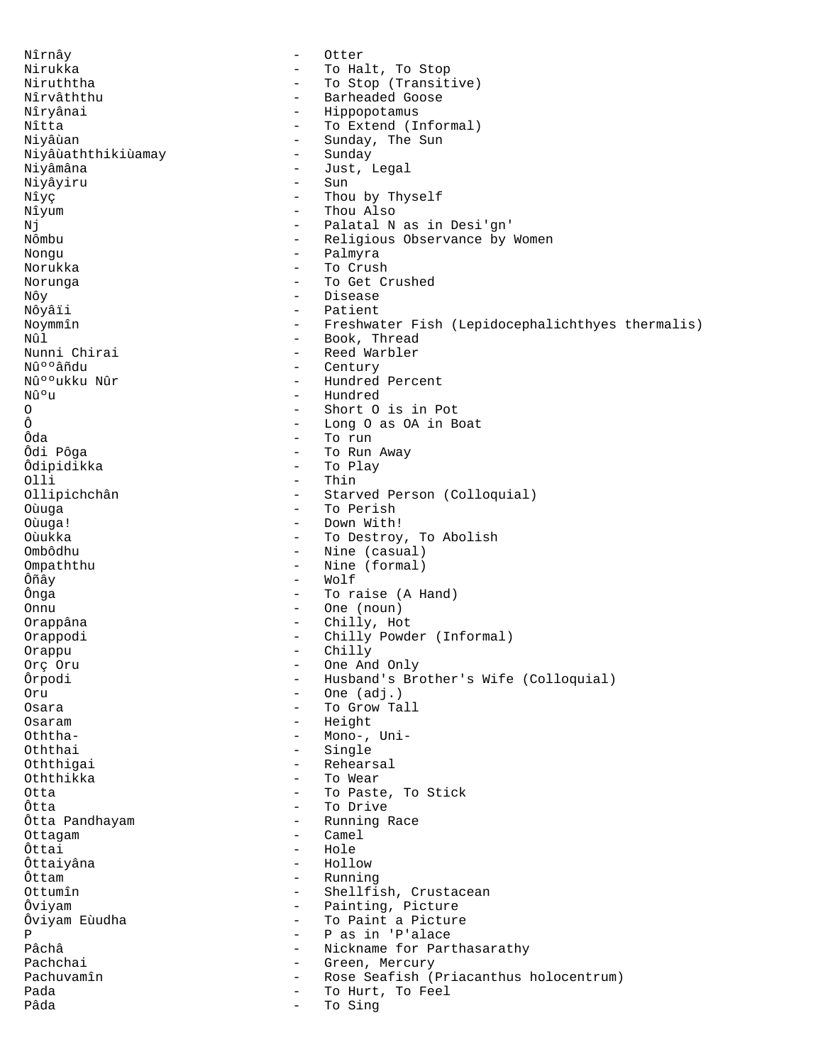Nîrnây - Otter
Nirukka - To Halt, To Stop
Niruththa - To Stop (Transitive)
Nîrvâththu - Barheaded Goose
Nîryânai - Hippopotamus
Nîtta - To Extend (Informal)
Niyâùan - Sunday, The Sun
Niyâùaththikiùamay - Sunday
Niyâmâna - Just, Legal
Niyâyiru - Sun
Nîyç - Thou by Thyself
Nîyum - Thou Also
Nj - Palatal N as in Desi'gn'
Nômbu - Religious Observance by Women
Nongu - Palmyra
Norukka - To Crush
Norunga - To Get Crushed
Nôy - Disease
Nôyâïi - Patient
Noymmîn - Freshwater Fish (Lepidocephalichthyes thermalis)
Nûl - Book, Thread
Nunni Chirai - Reed Warbler
Nûººâñdu - Century
Nûººukku Nûr - Hundred Percent
Nûºu - Hundred
O - Short O is in Pot
Ô - Long O as OA in Boat
Ôda - To run
Ôdi Pôga - To Run Away
Ôdipidikka - To Play
Olli - Thin
Ollipichchân - Starved Person (Colloquial)
Oùuga - To Perish
Oùuga! - Down With!
Oùukka - To Destroy, To Abolish
Ombôdhu - Nine (casual)
Ompaththu - Nine (formal)
Ôñây - Wolf
Ônga - To raise (A Hand)
Onnu - One (noun)
Orappâna - Chilly, Hot
Orappodi - Chilly Powder (Informal)
Orappu - Chilly
Orç Oru - One And Only
Ôrpodi - Husband's Brother's Wife (Colloquial)
Oru - One (adj.)
Osara - To Grow Tall
Osaram - Height
Oththa- - Mono-, Uni-
Oththai - Single
Oththigai - Rehearsal
Oththikka - To Wear
Otta - To Paste, To Stick
Ôtta - To Drive
Ôtta Pandhayam - Running Race
Ottagam - Camel
Ôttai - Hole
Ôttaiyâna - Hollow
Ôttam - Running
Ottumîn - Shellfish, Crustacean
Ôviyam - Painting, Picture
Ôviyam Eùudha - To Paint a Picture
P - P as in 'P'alace
Pâchâ - Nickname for Parthasarathy
Pachchai - Green, Mercury
Pachuvamîn - Rose Seafish (Priacanthus holocentrum)
Pada - To Hurt, To Feel
Pâda - To Sing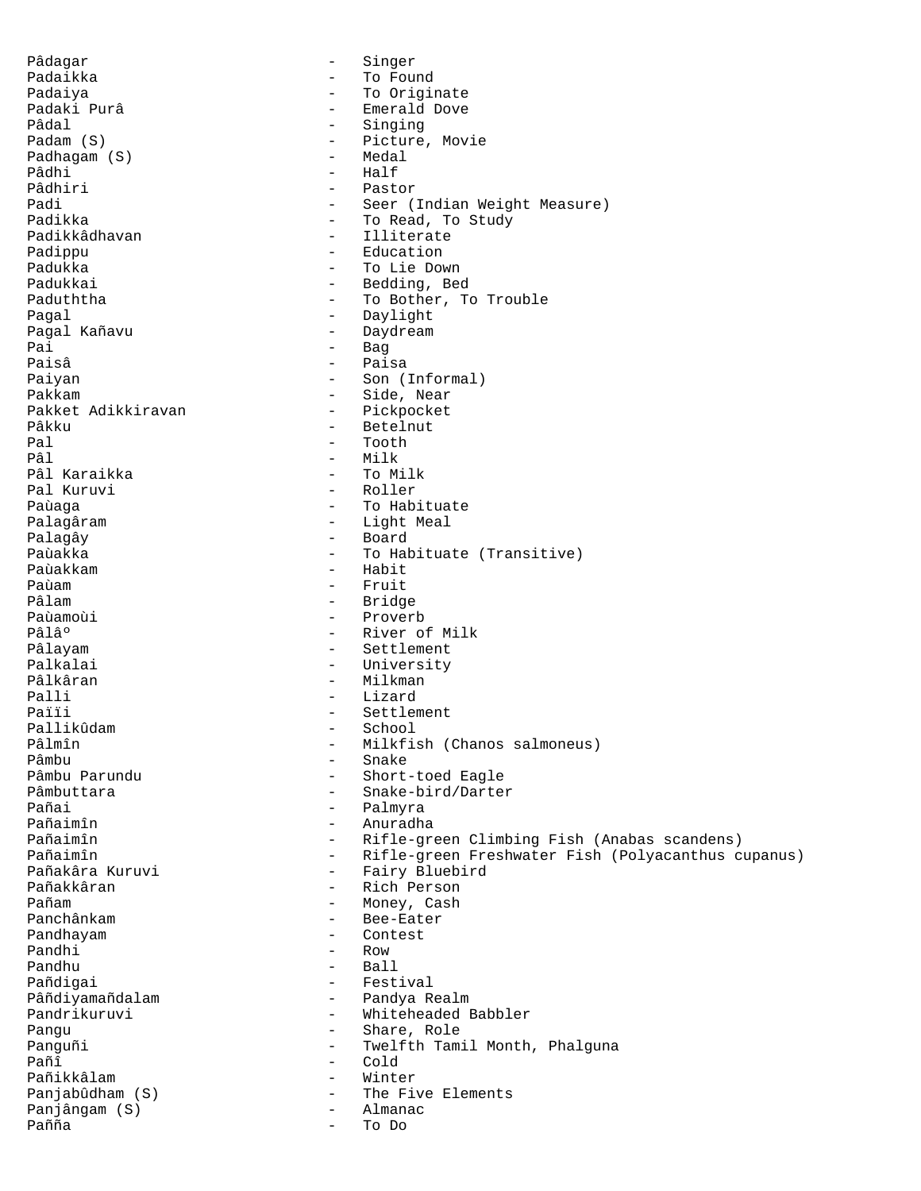```
Pâdagar                      -   Singer
Padaikka                     -   To Found
Padaiya                      -   To Originate
Padaki Purâ                  -   Emerald Dove
Pâdal                        -   Singing
Padam (S)                    -   Picture, Movie
Padhagam (S)                 -   Medal
Pâdhi                        -   Half
Pâdhiri                      -   Pastor
Padi                         -   Seer (Indian Weight Measure)
Padikka                      -   To Read, To Study
Padikkâdhavan                -   Illiterate
Padippu                      -   Education
Padukka                      -   To Lie Down
Padukkai                     -   Bedding, Bed
Paduththa                    -   To Bother, To Trouble
Pagal                        -   Daylight
Pagal Kañavu                 -   Daydream
Pai                          -   Bag
Paisâ                        -   Paisa
Paiyan                       -   Son (Informal)
Pakkam                       -   Side, Near
Pakket Adikkiravan           -   Pickpocket
Pâkku                        -   Betelnut
Pal                          -   Tooth
Pâl                          -   Milk
Pâl Karaikka                 -   To Milk
Pal Kuruvi                   -   Roller
Paùaga                       -   To Habituate
Palagâram                    -   Light Meal
Palagây                      -   Board
Paùakka                      -   To Habituate (Transitive)
Paùakkam                     -   Habit
Paùam                        -   Fruit
Pâlam                        -   Bridge
Paùamoùi                     -   Proverb
Pâlâº                        -   River of Milk
Pâlayam                      -   Settlement
Palkalai                     -   University
Pâlkâran                     -   Milkman
Palli                        -   Lizard
Païïi                        -   Settlement
Pallikûdam                   -   School
Pâlmîn                       -   Milkfish (Chanos salmoneus)
Pâmbu                        -   Snake
Pâmbu Parundu                -   Short-toed Eagle
Pâmbuttara                   -   Snake-bird/Darter
Pañai                        -   Palmyra
Pañaimîn                     -   Anuradha
Pañaimîn                     -   Rifle-green Climbing Fish (Anabas scandens)
Pañaimîn                     -   Rifle-green Freshwater Fish (Polyacanthus cupanus)
Pañakâra Kuruvi              -   Fairy Bluebird
Pañakkâran                   -   Rich Person
Pañam                        -   Money, Cash
Panchânkam                   -   Bee-Eater
Pandhayam                    -   Contest
Pandhi                       -   Row
Pandhu                       -   Ball
Pañdigai                     -   Festival
Pâñdiyamañdalam              -   Pandya Realm
Pandrikuruvi                 -   Whiteheaded Babbler
Pangu                        -   Share, Role
Panguñi                      -   Twelfth Tamil Month, Phalguna
Pañî                         -   Cold
Pañikkâlam                   -   Winter
Panjabûdham (S)              -   The Five Elements
Panjângam (S)                -   Almanac
Pañña                        -   To Do
```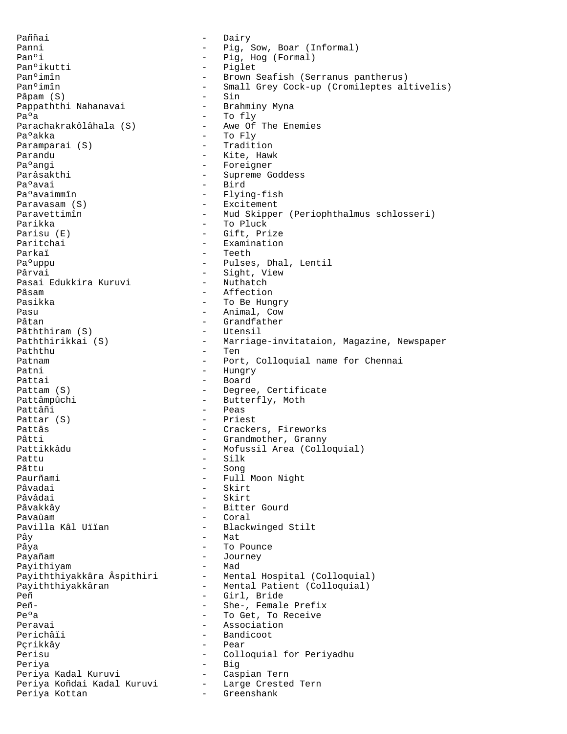Paññai - Dairy
Panni - Pig, Sow, Boar (Informal)
Panºi - Pig, Hog (Formal)
Panºikutti - Piglet
Panºimîn - Brown Seafish (Serranus pantherus)
Panºimîn - Small Grey Cock-up (Cromileptes altivelis)
Pâpam (S) - Sin
Pappaththi Nahanavai - Brahminy Myna
Paºa - To fly
Parachakrakôlâhala (S) - Awe Of The Enemies
Paºakka - To Fly
Paramparai (S) - Tradition
Parandu - Kite, Hawk
Paºangi - Foreigner
Parâsakthi - Supreme Goddess
Paºavai - Bird
Paºavaimmîn - Flying-fish
Paravasam (S) - Excitement
Paravettimîn - Mud Skipper (Periophthalmus schlosseri)
Parikka - To Pluck
Parisu (E) - Gift, Prize
Paritchai - Examination
Parkaï - Teeth
Paºuppu - Pulses, Dhal, Lentil
Pârvai - Sight, View
Pasai Edukkira Kuruvi - Nuthatch
Pâsam - Affection
Pasikka - To Be Hungry
Pasu - Animal, Cow
Pâtan - Grandfather
Pâththiram (S) - Utensil
Paththirikkai (S) - Marriage-invitataion, Magazine, Newspaper
Paththu - Ten
Patnam - Port, Colloquial name for Chennai
Patni - Hungry
Pattai - Board
Pattam (S) - Degree, Certificate
Pattâmpûchi - Butterfly, Moth
Pattâñi - Peas
Pattar (S) - Priest
Pattâs - Crackers, Fireworks
Pâtti - Grandmother, Granny
Pattikkâdu - Mofussil Area (Colloquial)
Pattu - Silk
Pâttu - Song
Paurñami - Full Moon Night
Pâvadai - Skirt
Pâvâdai - Skirt
Pâvakkây - Bitter Gourd
Pavaùam - Coral
Pavilla Kâl Uïïan - Blackwinged Stilt
Pây - Mat
Pâya - To Pounce
Payañam - Journey
Payithiyam - Mad
Payiththiyakkâra Âspithiri - Mental Hospital (Colloquial)
Payiththiyakkâran - Mental Patient (Colloquial)
Peñ - Girl, Bride
Peñ- - She-, Female Prefix
Peºa - To Get, To Receive
Peravai - Association
Perichâïi - Bandicoot
Pçrikkây - Pear
Perisu - Colloquial for Periyadhu
Periya - Big
Periya Kadal Kuruvi - Caspian Tern
Periya Koñdai Kadal Kuruvi - Large Crested Tern
Periya Kottan - Greenshank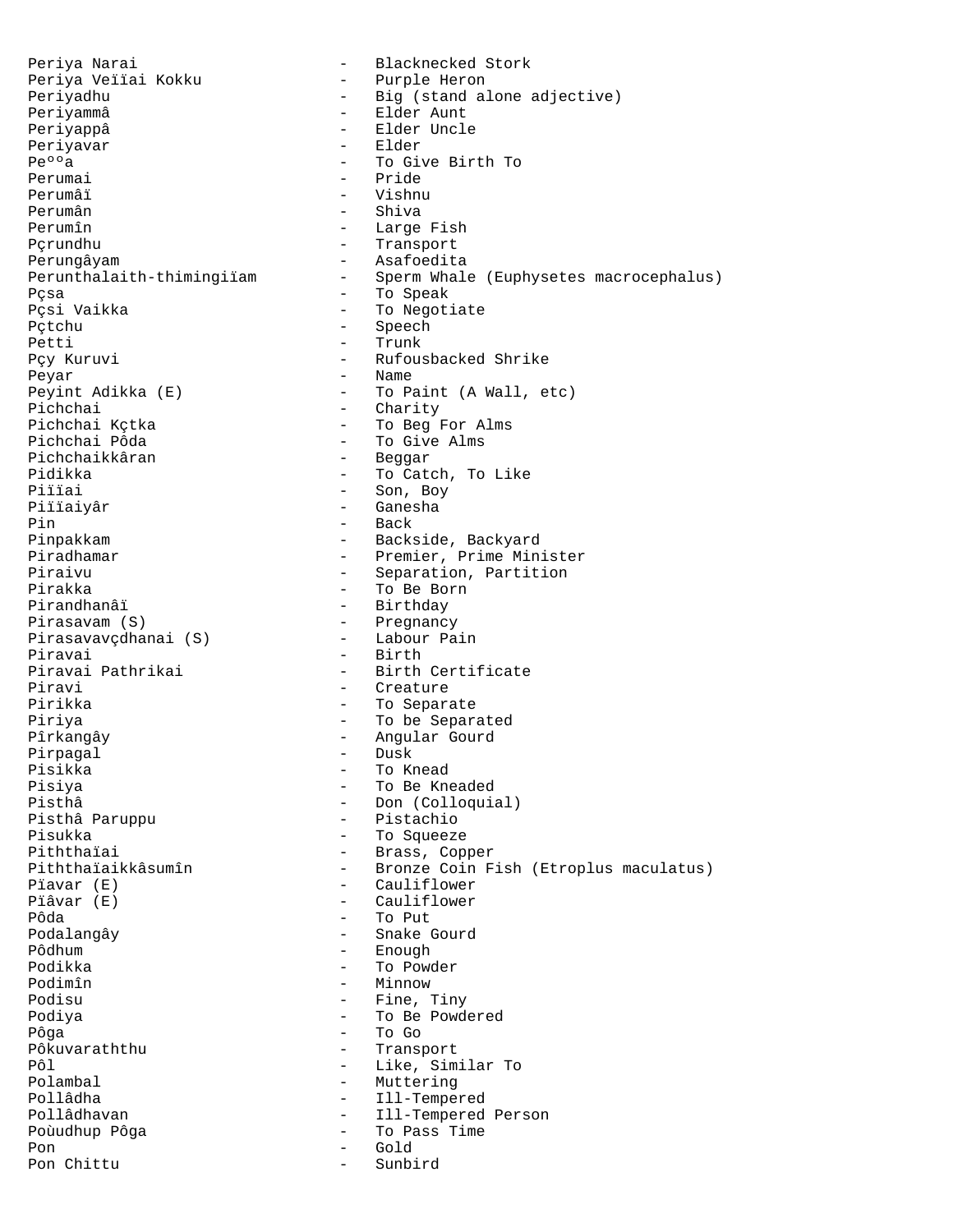Periya Narai - Blacknecked Stork
Periya Veïïai Kokku - Purple Heron
Periyadhu - Big (stand alone adjective)
Periyammâ - Elder Aunt
Periyappâ - Elder Uncle
Periyavar - Elder
Peººa - To Give Birth To
Perumai - Pride
Perumâï - Vishnu
Perumân - Shiva
Perumîn - Large Fish
Pçrundhu - Transport
Perungâyam - Asafoedita
Perunthalaith-thimingiïam - Sperm Whale (Euphysetes macrocephalus)
Pçsa - To Speak
Pçsi Vaikka - To Negotiate
Pçtchu - Speech
Petti - Trunk
Pçy Kuruvi - Rufousbacked Shrike
Peyar - Name
Peyint Adikka (E) - To Paint (A Wall, etc)
Pichchai - Charity
Pichchai Kçtka - To Beg For Alms
Pichchai Pôda - To Give Alms
Pichchaikkâran - Beggar
Pidikka - To Catch, To Like
Piïïai - Son, Boy
Piïïaiyâr - Ganesha
Pin - Back
Pinpakkam - Backside, Backyard
Piradhamar - Premier, Prime Minister
Piraivu - Separation, Partition
Pirakka - To Be Born
Pirandhanâï - Birthday
Pirasavam (S) - Pregnancy
Pirasavavçdhanai (S) - Labour Pain
Piravai - Birth
Piravai Pathrikai - Birth Certificate
Piravi - Creature
Pirikka - To Separate
Piriya - To be Separated
Pîrkangây - Angular Gourd
Pirpagal - Dusk
Pisikka - To Knead
Pisiya - To Be Kneaded
Pisthâ - Don (Colloquial)
Pisthâ Paruppu - Pistachio
Pisukka - To Squeeze
Piththaïai - Brass, Copper
Piththaïaikkâsumîn - Bronze Coin Fish (Etroplus maculatus)
Pïavar (E) - Cauliflower
Pïâvar (E) - Cauliflower
Pôda - To Put
Podalangây - Snake Gourd
Pôdhum - Enough
Podikka - To Powder
Podimîn - Minnow
Podisu - Fine, Tiny
Podiya - To Be Powdered
Pôga - To Go
Pôkuvaraththu - Transport
Pôl - Like, Similar To
Polambal - Muttering
Pollâdha - Ill-Tempered
Pollâdhavan - Ill-Tempered Person
Poùudhup Pôga - To Pass Time
Pon - Gold
Pon Chittu - Sunbird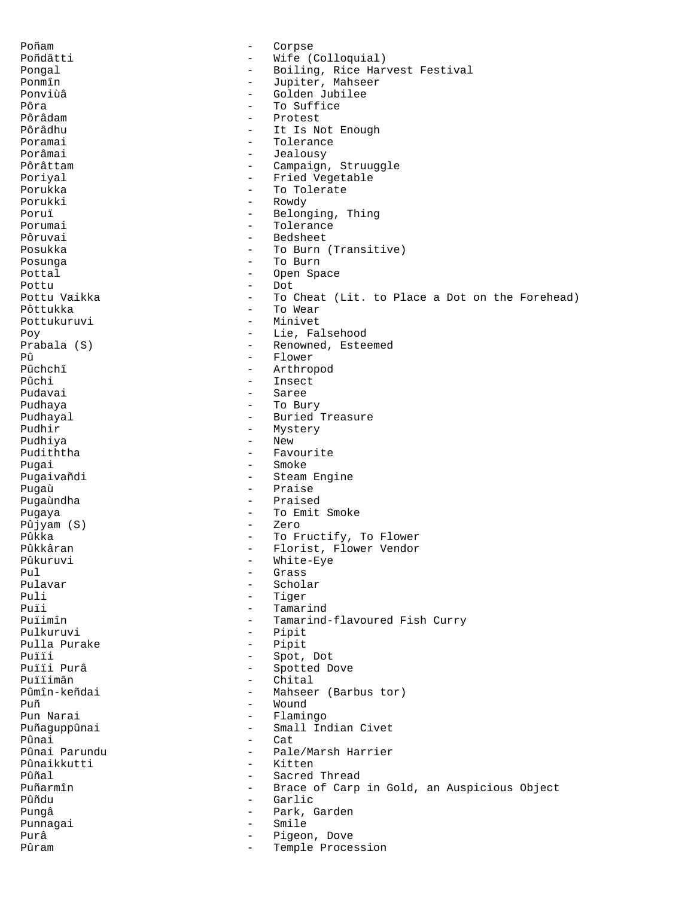Poñam - Corpse
Poñdâtti - Wife (Colloquial)
Pongal - Boiling, Rice Harvest Festival
Ponmîn - Jupiter, Mahseer
Ponviùâ - Golden Jubilee
Pôra - To Suffice
Pôrâdam - Protest
Pôrâdhu - It Is Not Enough
Poramai - Tolerance
Porâmai - Jealousy
Pôrâttam - Campaign, Struuggle
Poriyal - Fried Vegetable
Porukka - To Tolerate
Porukki - Rowdy
Poruï - Belonging, Thing
Porumai - Tolerance
Pôruvai - Bedsheet
Posukka - To Burn (Transitive)
Posunga - To Burn
Pottal - Open Space
Pottu - Dot
Pottu Vaikka - To Cheat (Lit. to Place a Dot on the Forehead)
Pôttukka - To Wear
Pottukuruvi - Minivet
Poy - Lie, Falsehood
Prabala (S) - Renowned, Esteemed
Pû - Flower
Pûchchî - Arthropod
Pûchi - Insect
Pudavai - Saree
Pudhaya - To Bury
Pudhayal - Buried Treasure
Pudhir - Mystery
Pudhiya - New
Pudiththa - Favourite
Pugai - Smoke
Pugaivañdi - Steam Engine
Pugaù - Praise
Pugaùndha - Praised
Pugaya - To Emit Smoke
Pûjyam (S) - Zero
Pûkka - To Fructify, To Flower
Pûkkâran - Florist, Flower Vendor
Pûkuruvi - White-Eye
Pul - Grass
Pulavar - Scholar
Puli - Tiger
Puïi - Tamarind
Puïimîn - Tamarind-flavoured Fish Curry
Pulkuruvi - Pipit
Pulla Purake - Pipit
Puïïi - Spot, Dot
Puïïi Purâ - Spotted Dove
Puïïimân - Chital
Pûmîn-keñdai - Mahseer (Barbus tor)
Puñ - Wound
Pun Narai - Flamingo
Puñaguppûnai - Small Indian Civet
Pûnai - Cat
Pûnai Parundu - Pale/Marsh Harrier
Pûnaikkutti - Kitten
Pûñal - Sacred Thread
Puñarmîn - Brace of Carp in Gold, an Auspicious Object
Pûñdu - Garlic
Pungâ - Park, Garden
Punnagai - Smile
Purâ - Pigeon, Dove
Pûram - Temple Procession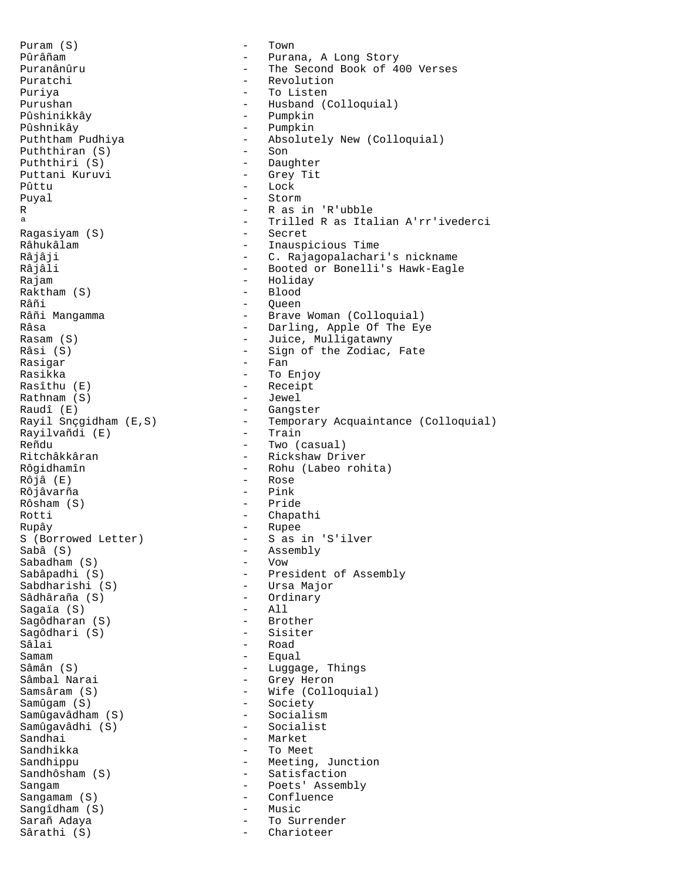Puram (S) - Town
Pûrâñam - Purana, A Long Story
Puranânûru - The Second Book of 400 Verses
Puratchi - Revolution
Puriya - To Listen
Purushan - Husband (Colloquial)
Pûshinikkây - Pumpkin
Pûshnikây - Pumpkin
Puththam Pudhiya - Absolutely New (Colloquial)
Puththiran (S) - Son
Puththiri (S) - Daughter
Puttani Kuruvi - Grey Tit
Pûttu - Lock
Puyal - Storm
R - R as in 'R'ubble
ª - Trilled R as Italian A'rr'ivederci
Ragasiyam (S) - Secret
Râhukâlam - Inauspicious Time
Râjâji - C. Rajagopalachari's nickname
Râjâli - Booted or Bonelli's Hawk-Eagle
Rajam - Holiday
Raktham (S) - Blood
Râñi - Queen
Râñi Mangamma - Brave Woman (Colloquial)
Râsa - Darling, Apple Of The Eye
Rasam (S) - Juice, Mulligatawny
Râsi (S) - Sign of the Zodiac, Fate
Rasigar - Fan
Rasikka - To Enjoy
Rasîthu (E) - Receipt
Rathnam (S) - Jewel
Raudî (E) - Gangster
Rayil Snçgidham (E,S) - Temporary Acquaintance (Colloquial)
Rayilvañdi (E) - Train
Reñdu - Two (casual)
Ritchâkkâran - Rickshaw Driver
Rôgidhamîn - Rohu (Labeo rohita)
Rôjâ (E) - Rose
Rôjâvarña - Pink
Rôsham (S) - Pride
Rotti - Chapathi
Rupây - Rupee
S (Borrowed Letter) - S as in 'S'ilver
Sabâ (S) - Assembly
Sabadham (S) - Vow
Sabâpadhi (S) - President of Assembly
Sabdharishi (S) - Ursa Major
Sâdhârañа (S) - Ordinary
Sagaïa (S) - All
Sagôdharan (S) - Brother
Sagôdhari (S) - Sisiter
Sâlai - Road
Samam - Equal
Sâmân (S) - Luggage, Things
Sâmbal Narai - Grey Heron
Samsâram (S) - Wife (Colloquial)
Samûgam (S) - Society
Samûgavâdham (S) - Socialism
Samûgavâdhi (S) - Socialist
Sandhai - Market
Sandhikka - To Meet
Sandhippu - Meeting, Junction
Sandhôsham (S) - Satisfaction
Sangam - Poets' Assembly
Sangamam (S) - Confluence
Sangîdham (S) - Music
Sarañ Adaya - To Surrender
Sârathi (S) - Charioteer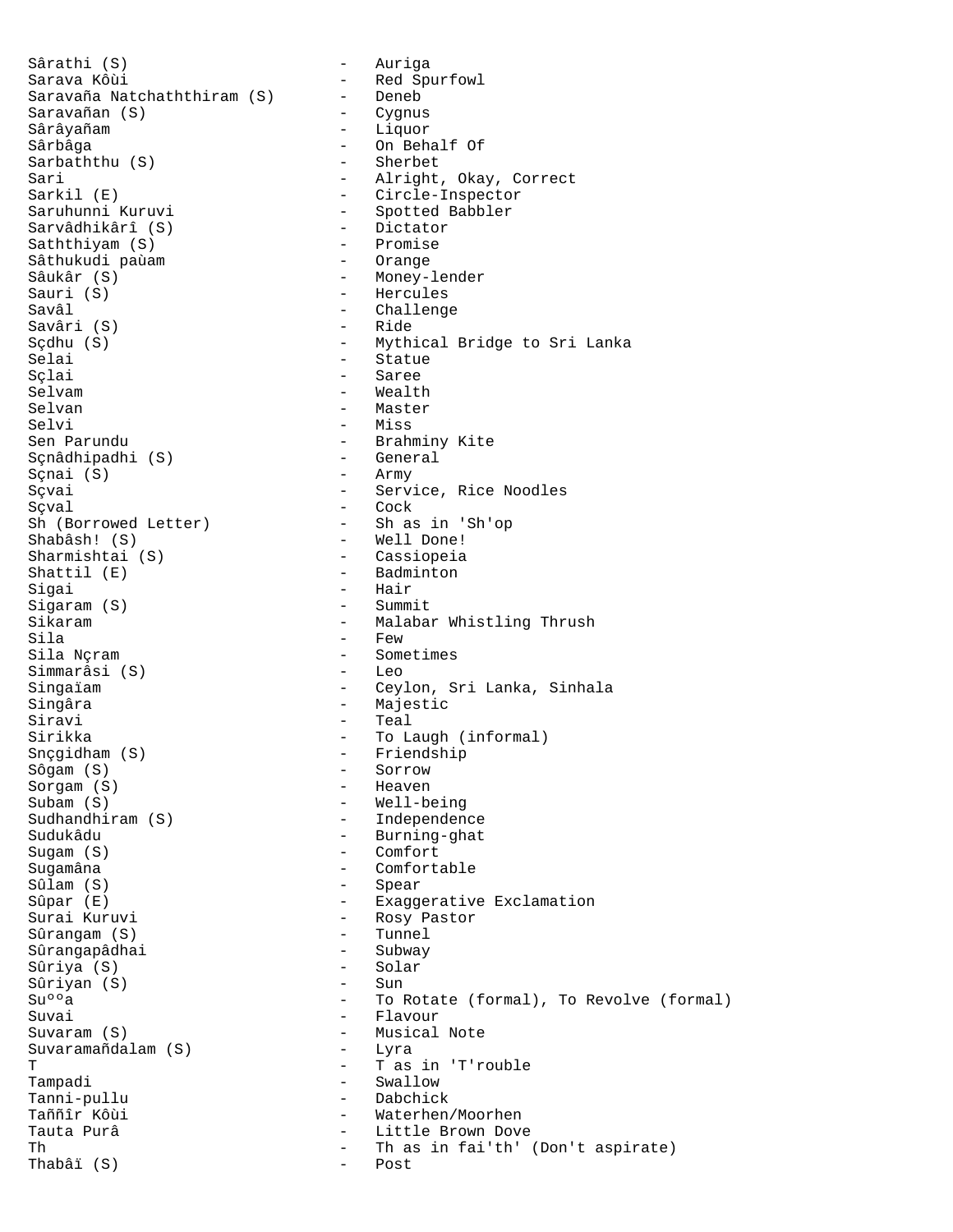Sârathi (S) - Auriga
Sarava Kôùi - Red Spurfowl
Saravaña Natchaththiram (S) - Deneb
Saravañan (S) - Cygnus
Sârâyañam - Liquor
Sârbâga - On Behalf Of
Sarbaththu (S) - Sherbet
Sari - Alright, Okay, Correct
Sarkil (E) - Circle-Inspector
Saruhunni Kuruvi - Spotted Babbler
Sarvâdhikârî (S) - Dictator
Saththiyam (S) - Promise
Sâthukudi paùam - Orange
Sâukâr (S) - Money-lender
Sauri (S) - Hercules
Savâl - Challenge
Savâri (S) - Ride
Sçdhu (S) - Mythical Bridge to Sri Lanka
Selai - Statue
Sçlai - Saree
Selvam - Wealth
Selvan - Master
Selvi - Miss
Sen Parundu - Brahminy Kite
Sçnâdhipadhi (S) - General
Sçnai (S) - Army
Sçvai - Service, Rice Noodles
Sçval - Cock
Sh (Borrowed Letter) - Sh as in 'Sh'op
Shabâsh! (S) - Well Done!
Sharmishtai (S) - Cassiopeia
Shattil (E) - Badminton
Sigai - Hair
Sigaram (S) - Summit
Sikaram - Malabar Whistling Thrush
Sila - Few
Sila Nçram - Sometimes
Simmarâsi (S) - Leo
Singaïam - Ceylon, Sri Lanka, Sinhala
Singâra - Majestic
Siravi - Teal
Sirikka - To Laugh (informal)
Snçgidham (S) - Friendship
Sôgam (S) - Sorrow
Sorgam (S) - Heaven
Subam (S) - Well-being
Sudhandhiram (S) - Independence
Sudukâdu - Burning-ghat
Sugam (S) - Comfort
Sugamâna - Comfortable
Sûlam (S) - Spear
Sûpar (E) - Exaggerative Exclamation
Surai Kuruvi - Rosy Pastor
Sûrangam (S) - Tunnel
Sûrangapâdhai - Subway
Sûriya (S) - Solar
Sûriyan (S) - Sun
Suººa - To Rotate (formal), To Revolve (formal)
Suvai - Flavour
Suvaram (S) - Musical Note
Suvaramañdalam (S) - Lyra
T - T as in 'T'rouble
Tampadi - Swallow
Tanni-pullu - Dabchick
Taññîr Kôùi - Waterhen/Moorhen
Tauta Purâ - Little Brown Dove
Th - Th as in fai'th' (Don't aspirate)
Thabâï (S) - Post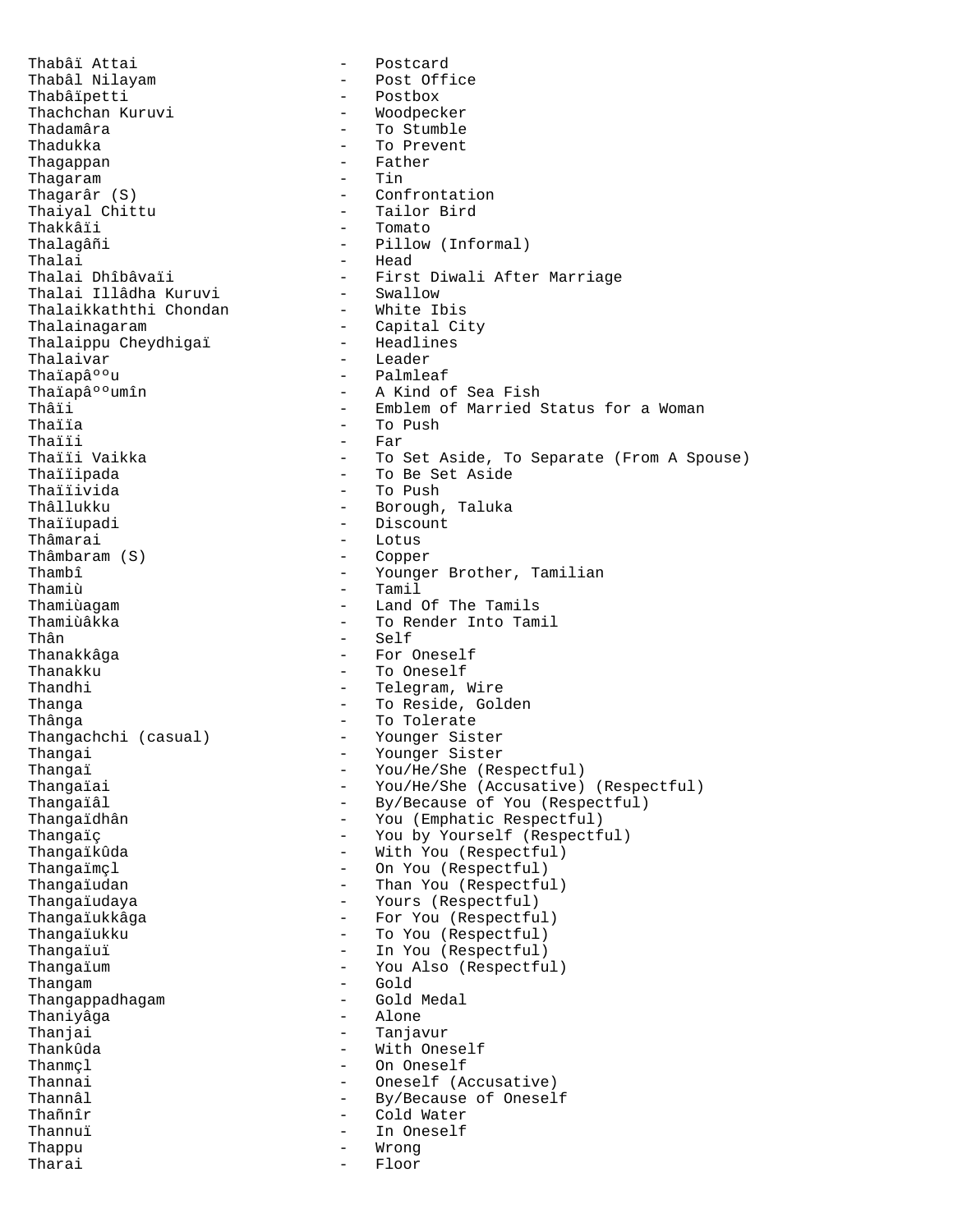Thabâï Attai - Postcard
Thabâl Nilayam - Post Office
Thabâïpetti - Postbox
Thachchan Kuruvi - Woodpecker
Thadamâra - To Stumble
Thadukka - To Prevent
Thagappan - Father
Thagaram - Tin
Thagarâr (S) - Confrontation
Thaiyal Chittu - Tailor Bird
Thakkâïi - Tomato
Thalagâñi - Pillow (Informal)
Thalai - Head
Thalai Dhîbâvaï - First Diwali After Marriage
Thalai Illâdha Kuruvi - Swallow
Thalaikkaththi Chondan - White Ibis
Thalainagaram - Capital City
Thalaippu Cheydhigaï - Headlines
Thalaivar - Leader
Thaïapâººu - Palmleaf
Thaïapâººumîn - A Kind of Sea Fish
Thâïi - Emblem of Married Status for a Woman
Thaïïa - To Push
Thaïïi - Far
Thaïïi Vaikka - To Set Aside, To Separate (From A Spouse)
Thaïïipada - To Be Set Aside
Thaïïivida - To Push
Thâllukku - Borough, Taluka
Thaïïupadi - Discount
Thâmarai - Lotus
Thâmbaram (S) - Copper
Thambî - Younger Brother, Tamilian
Thamiù - Tamil
Thamiùagam - Land Of The Tamils
Thamiùâkka - To Render Into Tamil
Thân - Self
Thanakkâga - For Oneself
Thanakku - To Oneself
Thandhi - Telegram, Wire
Thanga - To Reside, Golden
Thânga - To Tolerate
Thangachchi (casual) - Younger Sister
Thangai - Younger Sister
Thangaï - You/He/She (Respectful)
Thangaïai - You/He/She (Accusative) (Respectful)
Thangaïâl - By/Because of You (Respectful)
Thangaïdhân - You (Emphatic Respectful)
Thangaïç - You by Yourself (Respectful)
Thangaïkûda - With You (Respectful)
Thangaïmçl - On You (Respectful)
Thangaïudan - Than You (Respectful)
Thangaïudaya - Yours (Respectful)
Thangaïukkâga - For You (Respectful)
Thangaïukku - To You (Respectful)
Thangaïuï - In You (Respectful)
Thangaïum - You Also (Respectful)
Thangam - Gold
Thangappadhagam - Gold Medal
Thaniyâga - Alone
Thanjai - Tanjavur
Thankûda - With Oneself
Thanmçl - On Oneself
Thannai - Oneself (Accusative)
Thannâl - By/Because of Oneself
Thaññîr - Cold Water
Thannuï - In Oneself
Thappu - Wrong
Tharai - Floor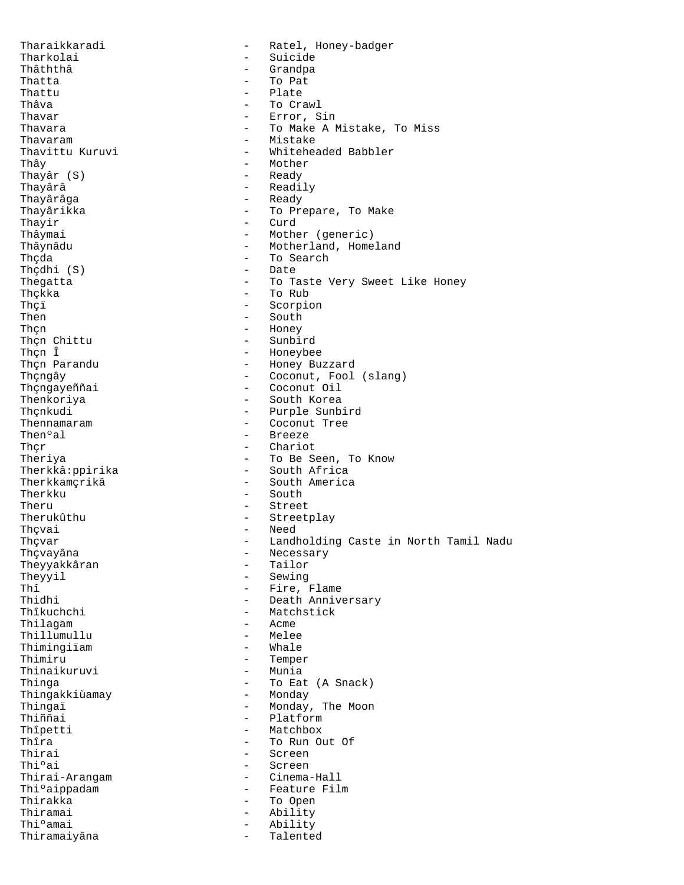Tharaikkaradi - Ratel, Honey-badger
Tharkolai - Suicide
Thâththâ - Grandpa
Thatta - To Pat
Thattu - Plate
Thâva - To Crawl
Thavar - Error, Sin
Thavara - To Make A Mistake, To Miss
Thavaram - Mistake
Thavittu Kuruvi - Whiteheaded Babbler
Thây - Mother
Thayâr (S) - Ready
Thayârâ - Readily
Thayârâga - Ready
Thayârikka - To Prepare, To Make
Thayir - Curd
Thâymai - Mother (generic)
Thâynâdu - Motherland, Homeland
Thçda - To Search
Thçdhi (S) - Date
Thegatta - To Taste Very Sweet Like Honey
Thçkka - To Rub
Thçï - Scorpion
Then - South
Thçn - Honey
Thçn Chittu - Sunbird
Thçn Î - Honeybee
Thçn Parandu - Honey Buzzard
Thçngây - Coconut, Fool (slang)
Thçngayeññai - Coconut Oil
Thenkoriya - South Korea
Thçnkudi - Purple Sunbird
Thennamaram - Coconut Tree
Thenºal - Breeze
Thçr - Chariot
Theriya - To Be Seen, To Know
Therkkâ:ppirika - South Africa
Therkkamçrikâ - South America
Therkku - South
Theru - Street
Therukûthu - Streetplay
Thçvai - Need
Thçvar - Landholding Caste in North Tamil Nadu
Thçvayâna - Necessary
Theyyakkâran - Tailor
Theyyil - Sewing
Thî - Fire, Flame
Thidhi - Death Anniversary
Thîkuchchi - Matchstick
Thilagam - Acme
Thillumullu - Melee
Thimingiïam - Whale
Thimiru - Temper
Thinaikuruvi - Munia
Thinga - To Eat (A Snack)
Thingakkiùamay - Monday
Thingaï - Monday, The Moon
Thiññai - Platform
Thîpetti - Matchbox
Thîra - To Run Out Of
Thirai - Screen
Thiºai - Screen
Thirai-Arangam - Cinema-Hall
Thiºaippadam - Feature Film
Thirakka - To Open
Thiramai - Ability
Thiºamai - Ability
Thiramaiyâna - Talented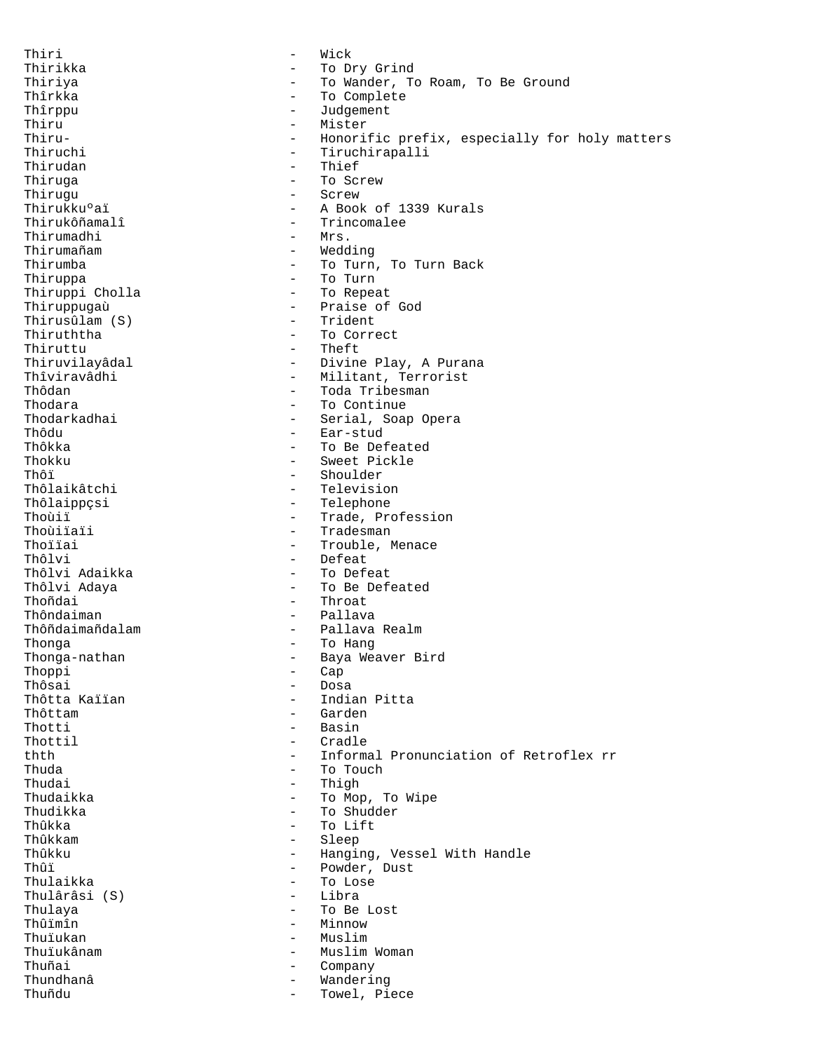Thiri - Wick
Thirikka - To Dry Grind
Thiriya - To Wander, To Roam, To Be Ground
Thîrkka - To Complete
Thîrppu - Judgement
Thiru - Mister
Thiru- - Honorific prefix, especially for holy matters
Thiruchi - Tiruchirapalli
Thirudan - Thief
Thiruga - To Screw
Thirugu - Screw
Thirukkuºaï - A Book of 1339 Kurals
Thirukôñamalî - Trincomalee
Thirumadhi - Mrs.
Thirumañam - Wedding
Thirumba - To Turn, To Turn Back
Thiruppa - To Turn
Thiruppi Cholla - To Repeat
Thiruppugaù - Praise of God
Thirusûlam (S) - Trident
Thiruththa - To Correct
Thiruttu - Theft
Thiruvilayâdal - Divine Play, A Purana
Thîviravâdhi - Militant, Terrorist
Thôdan - Toda Tribesman
Thodara - To Continue
Thodarkadhai - Serial, Soap Opera
Thôdu - Ear-stud
Thôkka - To Be Defeated
Thokku - Sweet Pickle
Thôï - Shoulder
Thôlaikâtchi - Television
Thôlaippçsi - Telephone
Thoùiï - Trade, Profession
Thoùiïaïi - Tradesman
Thoïïai - Trouble, Menace
Thôlvi - Defeat
Thôlvi Adaikka - To Defeat
Thôlvi Adaya - To Be Defeated
Thoñdai - Throat
Thôndaiman - Pallava
Thôñdaimañdalam - Pallava Realm
Thonga - To Hang
Thonga-nathan - Baya Weaver Bird
Thoppi - Cap
Thôsai - Dosa
Thôtta Kaïïan - Indian Pitta
Thôttam - Garden
Thotti - Basin
Thottil - Cradle
thth - Informal Pronunciation of Retroflex rr
Thuda - To Touch
Thudai - Thigh
Thudaikka - To Mop, To Wipe
Thudikka - To Shudder
Thûkka - To Lift
Thûkkam - Sleep
Thûkku - Hanging, Vessel With Handle
Thûï - Powder, Dust
Thulaikka - To Lose
Thulârâsi (S) - Libra
Thulaya - To Be Lost
Thûïmîn - Minnow
Thuïukan - Muslim
Thuïukânam - Muslim Woman
Thuñai - Company
Thundhanâ - Wandering
Thuñdu - Towel, Piece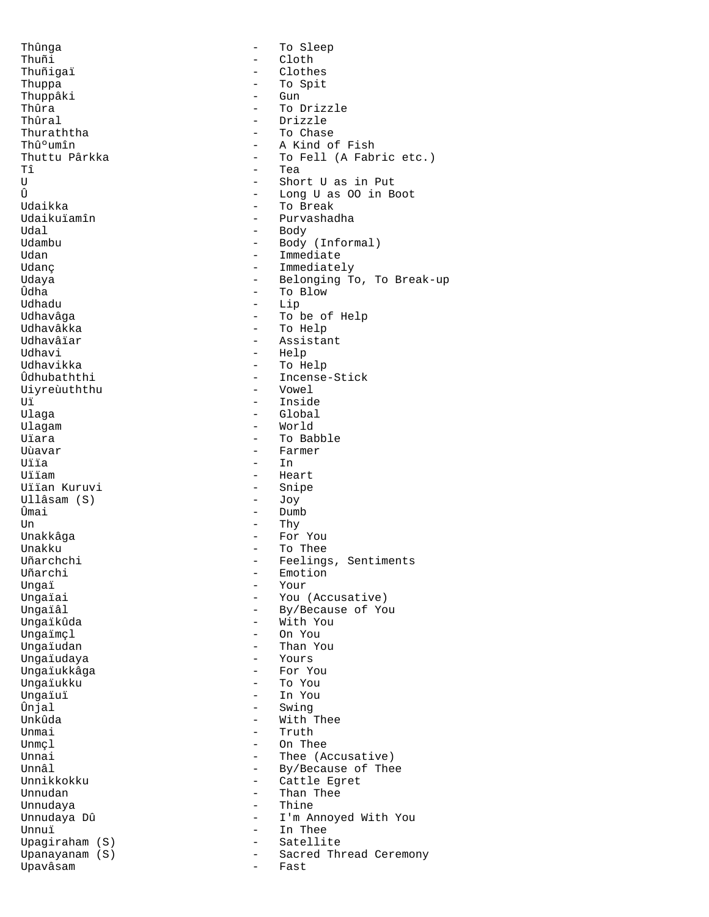Thûnga - To Sleep
Thuñi - Cloth
Thuñigaï - Clothes
Thuppa - To Spit
Thuppâki - Gun
Thûra - To Drizzle
Thûral - Drizzle
Thuraththa - To Chase
Thûºumîn - A Kind of Fish
Thuttu Pârkka - To Fell (A Fabric etc.)
Tî - Tea
U - Short U as in Put
Û - Long U as OO in Boot
Udaikka - To Break
Udaikuïamîn - Purvashadha
Udal - Body
Udambu - Body (Informal)
Udan - Immediate
Udanç - Immediately
Udaya - Belonging To, To Break-up
Ûdha - To Blow
Udhadu - Lip
Udhavâga - To be of Help
Udhavâkka - To Help
Udhavâïar - Assistant
Udhavi - Help
Udhavikka - To Help
Ûdhubaththi - Incense-Stick
Uiyreùuththu - Vowel
Uï - Inside
Ulaga - Global
Ulagam - World
Uïara - To Babble
Uùavar - Farmer
Uïïa - In
Uïïam - Heart
Uïïan Kuruvi - Snipe
Ullâsam (S) - Joy
Ûmai - Dumb
Un - Thy
Unakkâga - For You
Unakku - To Thee
Uñarchchi - Feelings, Sentiments
Uñarchi - Emotion
Ungaï - Your
Ungaïai - You (Accusative)
Ungaïâl - By/Because of You
Ungaïkûda - With You
Ungaïmçl - On You
Ungaïudan - Than You
Ungaïudaya - Yours
Ungaïukkâga - For You
Ungaïukku - To You
Ungaïuï - In You
Ûnjal - Swing
Unkûda - With Thee
Unmai - Truth
Unmçl - On Thee
Unnai - Thee (Accusative)
Unnâl - By/Because of Thee
Unnikkokku - Cattle Egret
Unnudan - Than Thee
Unnudaya - Thine
Unnudaya Dû - I'm Annoyed With You
Unnuï - In Thee
Upagiraham (S) - Satellite
Upanayanam (S) - Sacred Thread Ceremony
Upavâsam - Fast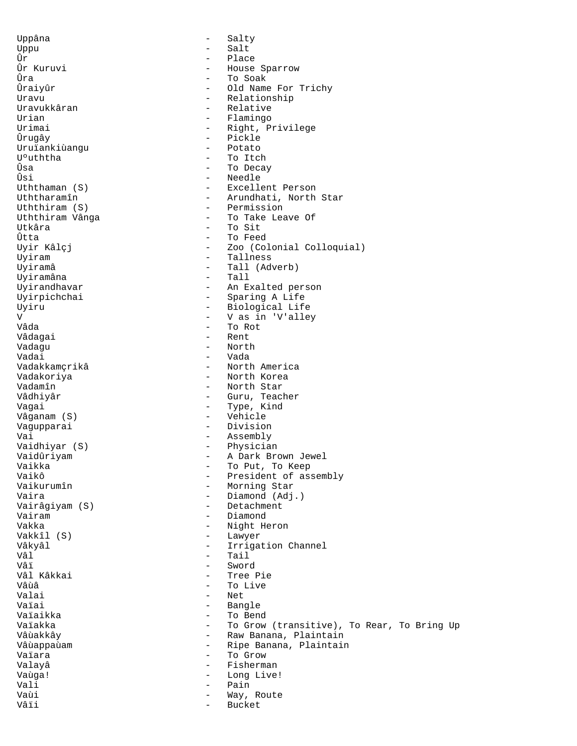Uppâna - Salty
Uppu - Salt
Ûr - Place
Ûr Kuruvi - House Sparrow
Ûra - To Soak
Ûraiyûr - Old Name For Trichy
Uravu - Relationship
Uravukkâran - Relative
Urian - Flamingo
Urimai - Right, Privilege
Ûrugây - Pickle
Uruïankiùangu - Potato
Uºuththa - To Itch
Ûsa - To Decay
Ûsi - Needle
Uththaman (S) - Excellent Person
Uththaramîn - Arundhati, North Star
Uththiram (S) - Permission
Uththiram Vânga - To Take Leave Of
Utkâra - To Sit
Ûtta - To Feed
Uyir Kâlçj - Zoo (Colonial Colloquial)
Uyiram - Tallness
Uyiramâ - Tall (Adverb)
Uyiramâna - Tall
Uyirandhavar - An Exalted person
Uyirpichchai - Sparing A Life
Uyiru - Biological Life
V - V as in 'V'alley
Vâda - To Rot
Vâdagai - Rent
Vadagu - North
Vadai - Vada
Vadakkamçrikâ - North America
Vadakoriya - North Korea
Vadamîn - North Star
Vâdhiyâr - Guru, Teacher
Vagai - Type, Kind
Vâganam (S) - Vehicle
Vagupparai - Division
Vai - Assembly
Vaidhiyar (S) - Physician
Vaidûriyam - A Dark Brown Jewel
Vaikka - To Put, To Keep
Vaikô - President of assembly
Vaikurumîn - Morning Star
Vaira - Diamond (Adj.)
Vairâgiyam (S) - Detachment
Vairam - Diamond
Vakka - Night Heron
Vakkîl (S) - Lawyer
Vâkyâl - Irrigation Channel
Vâl - Tail
Vâï - Sword
Vâl Kâkkai - Tree Pie
Vâùâ - To Live
Valai - Net
Vaïai - Bangle
Vaïaikka - To Bend
Vaïakka - To Grow (transitive), To Rear, To Bring Up
Vâùakkây - Raw Banana, Plaintain
Vâùappaùam - Ripe Banana, Plaintain
Vaïara - To Grow
Valayâ - Fisherman
Vaùga! - Long Live!
Vali - Pain
Vaùi - Way, Route
Vâïi - Bucket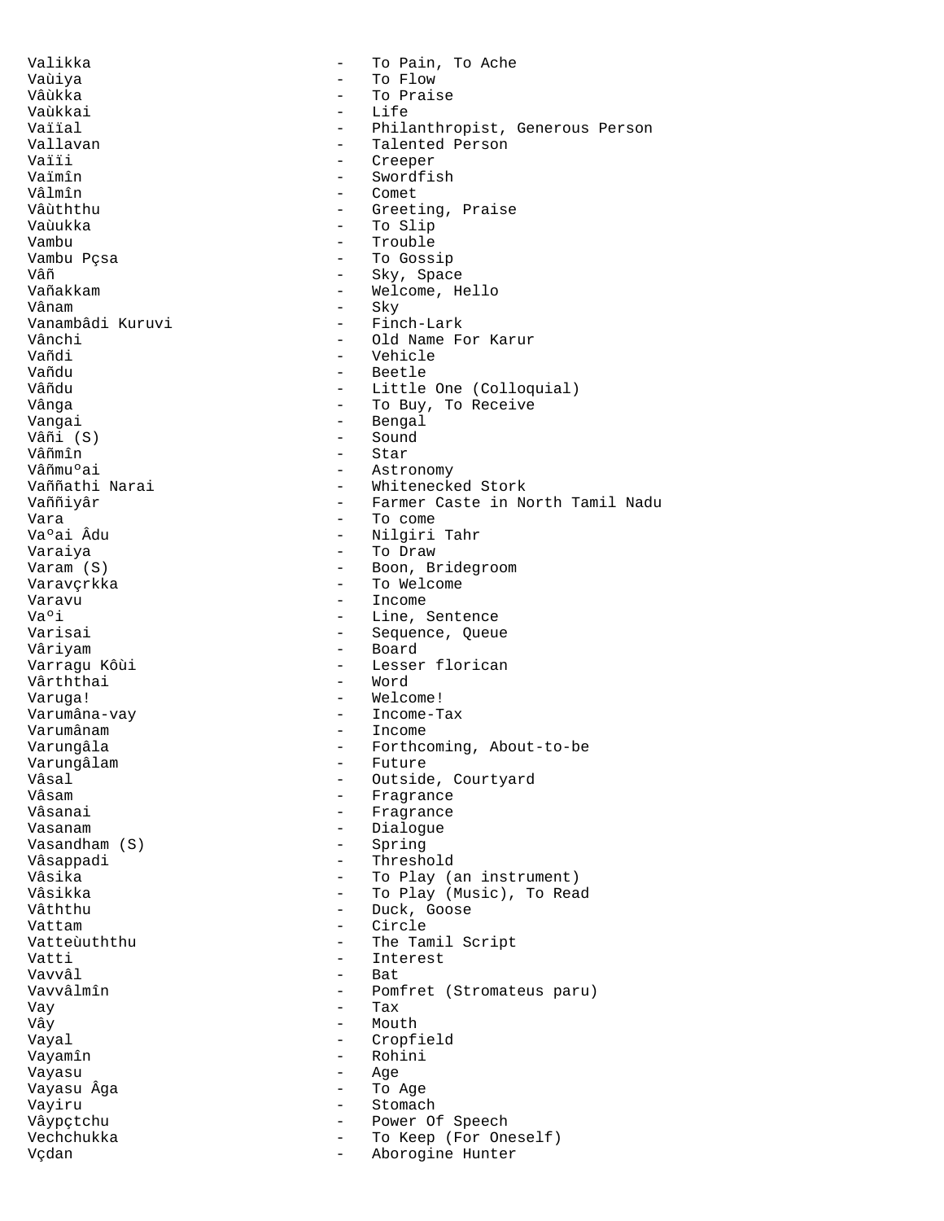Valikka - To Pain, To Ache
Vaùiya - To Flow
Vâùkka - To Praise
Vaùkkai - Life
Vaïïal - Philanthropist, Generous Person
Vallavan - Talented Person
Vaïïi - Creeper
Vaïmîn - Swordfish
Vâlmîn - Comet
Vâùththu - Greeting, Praise
Vaùukka - To Slip
Vambu - Trouble
Vambu Pçsa - To Gossip
Vâñ - Sky, Space
Vañakkam - Welcome, Hello
Vânam - Sky
Vanambâdi Kuruvi - Finch-Lark
Vânchi - Old Name For Karur
Vañdi - Vehicle
Vañdu - Beetle
Vâñdu - Little One (Colloquial)
Vânga - To Buy, To Receive
Vangai - Bengal
Vâñi (S) - Sound
Vâñmîn - Star
Vâñmuºai - Astronomy
Vaññathi Narai - Whitenecked Stork
Vaññiyâr - Farmer Caste in North Tamil Nadu
Vara - To come
Vaºai Âdu - Nilgiri Tahr
Varaiya - To Draw
Varam (S) - Boon, Bridegroom
Varavçrkka - To Welcome
Varavu - Income
Vaºi - Line, Sentence
Varisai - Sequence, Queue
Vâriyam - Board
Varragu Kôùi - Lesser florican
Vârththai - Word
Varuga! - Welcome!
Varumâna-vay - Income-Tax
Varumânam - Income
Varungâla - Forthcoming, About-to-be
Varungâlam - Future
Vâsal - Outside, Courtyard
Vâsam - Fragrance
Vâsanai - Fragrance
Vasanam - Dialogue
Vasandham (S) - Spring
Vâsappadi - Threshold
Vâsika - To Play (an instrument)
Vâsikka - To Play (Music), To Read
Vâththu - Duck, Goose
Vattam - Circle
Vatteùuththu - The Tamil Script
Vatti - Interest
Vavvâl - Bat
Vavvâlmîn - Pomfret (Stromateus paru)
Vay - Tax
Vây - Mouth
Vayal - Cropfield
Vayamîn - Rohini
Vayasu - Age
Vayasu Âga - To Age
Vayiru - Stomach
Vâypçtchu - Power Of Speech
Vechchukka - To Keep (For Oneself)
Vçdan - Aborogine Hunter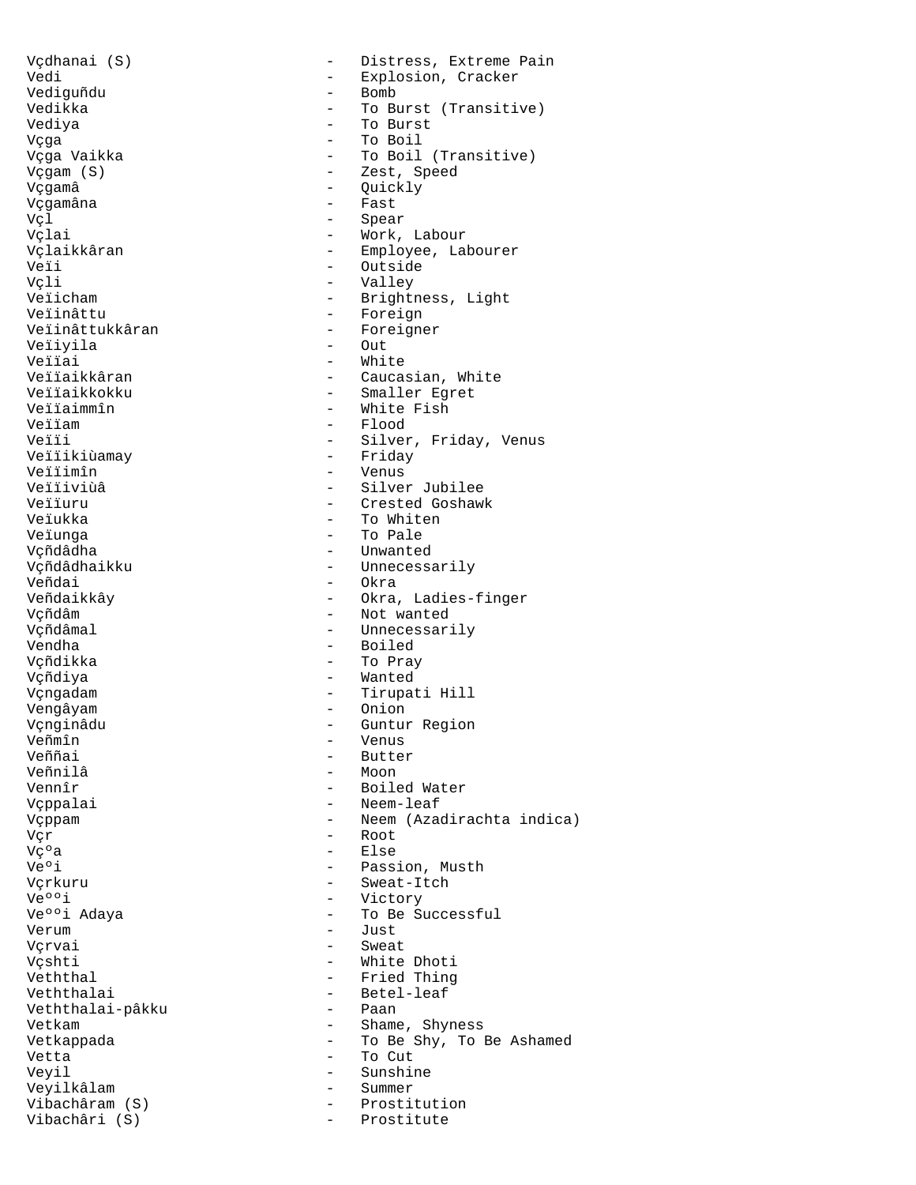Vçdhanai (S) - Distress, Extreme Pain
Vedi - Explosion, Cracker
Vediguñdu - Bomb
Vedikka - To Burst (Transitive)
Vediya - To Burst
Vçga - To Boil
Vçga Vaikka - To Boil (Transitive)
Vçgam (S) - Zest, Speed
Vçgamâ - Quickly
Vçgamâna - Fast
Vçl - Spear
Vçlai - Work, Labour
Vçlaikkâran - Employee, Labourer
Veïi - Outside
Vçli - Valley
Veïicham - Brightness, Light
Veïinâttu - Foreign
Veïinâttukkâran - Foreigner
Veïiyila - Out
Veïïai - White
Veïïaikkâran - Caucasian, White
Veïïaikkokku - Smaller Egret
Veïïaimmîn - White Fish
Veïïam - Flood
Veïïi - Silver, Friday, Venus
Veïïikiùamay - Friday
Veïïimîn - Venus
Veïïiviùâ - Silver Jubilee
Veïïuru - Crested Goshawk
Veïukka - To Whiten
Veïunga - To Pale
Vçñdâdha - Unwanted
Vçñdâdhaikku - Unnecessarily
Veñdai - Okra
Veñdaikkây - Okra, Ladies-finger
Vçñdâm - Not wanted
Vçñdâmal - Unnecessarily
Vendha - Boiled
Vçñdikka - To Pray
Vçñdiya - Wanted
Vçngadam - Tirupati Hill
Vengâyam - Onion
Vçnginâdu - Guntur Region
Veñmîn - Venus
Veññai - Butter
Veñnilâ - Moon
Vennîr - Boiled Water
Vçppalai - Neem-leaf
Vçppam - Neem (Azadirachta indica)
Vçr - Root
Vçºa - Else
Veºi - Passion, Musth
Vçrkuru - Sweat-Itch
Veººi - Victory
Veººi Adaya - To Be Successful
Verum - Just
Vçrvai - Sweat
Vçshti - White Dhoti
Veththal - Fried Thing
Veththalai - Betel-leaf
Veththalai-pâkku - Paan
Vetkam - Shame, Shyness
Vetkappada - To Be Shy, To Be Ashamed
Vetta - To Cut
Veyil - Sunshine
Veyilkâlam - Summer
Vibachâram (S) - Prostitution
Vibachâri (S) - Prostitute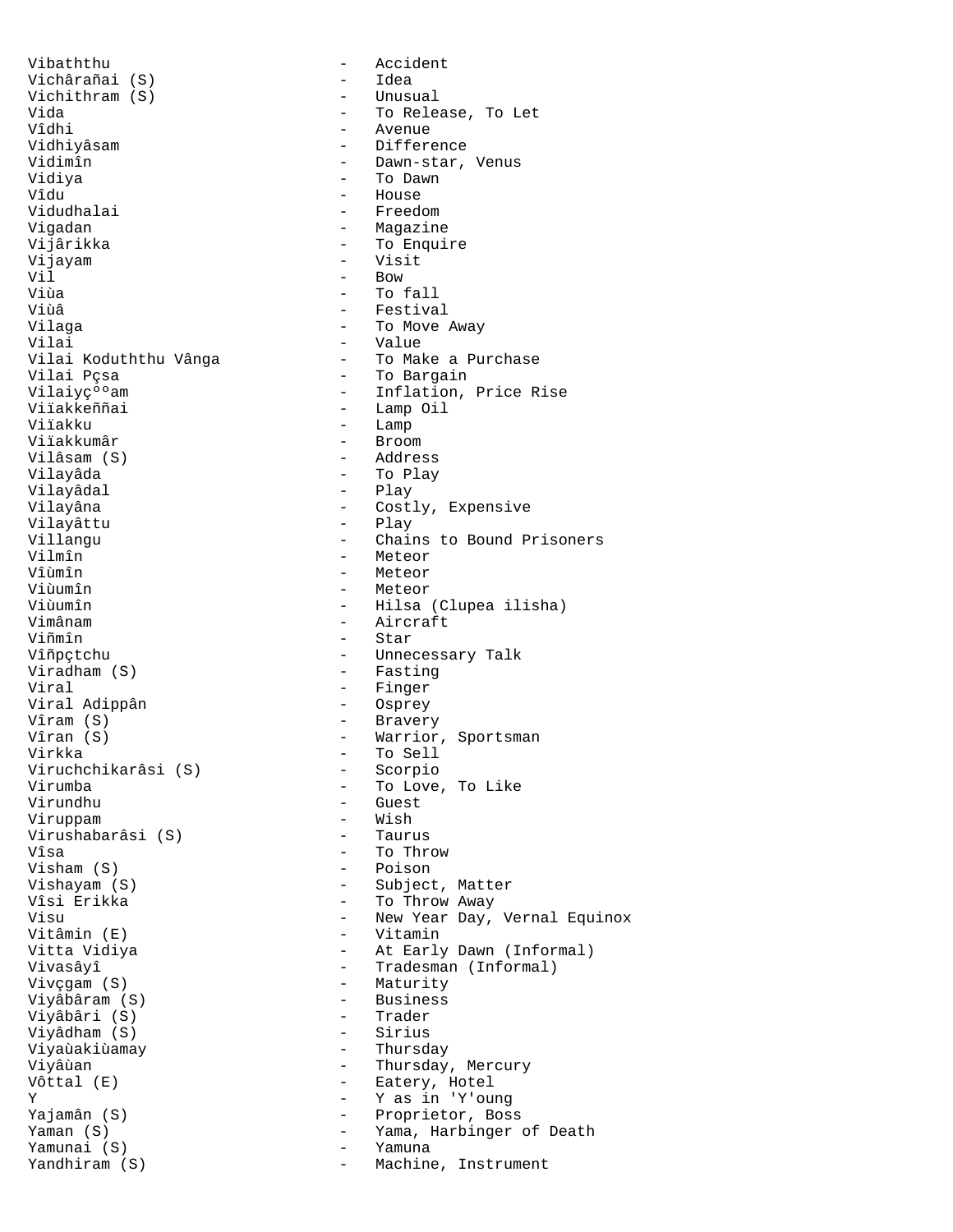Vibaththu - Accident
Vichâranãai (S) - Idea
Vichithram (S) - Unusual
Vida - To Release, To Let
Vîdhi - Avenue
Vidhiyâsam - Difference
Vidimîn - Dawn-star, Venus
Vidiya - To Dawn
Vîdu - House
Vidudhalai - Freedom
Vigadan - Magazine
Vijârikka - To Enquire
Vijayam - Visit
Vil - Bow
Viùa - To fall
Viùâ - Festival
Vilaga - To Move Away
Vilai - Value
Vilai Koduththu Vânga - To Make a Purchase
Vilai Pçsa - To Bargain
Vilaiyçºººam - Inflation, Price Rise
Viïakkeññai - Lamp Oil
Viïakku - Lamp
Viïakkumâr - Broom
Vilâsam (S) - Address
Vilayâda - To Play
Vilayâdal - Play
Vilayâna - Costly, Expensive
Vilayâttu - Play
Villangu - Chains to Bound Prisoners
Vilmîn - Meteor
Vîùmîn - Meteor
Viùumîn - Meteor
Viùumîn - Hilsa (Clupea ilisha)
Vimânam - Aircraft
Viñmîn - Star
Vîñpçtchu - Unnecessary Talk
Viradham (S) - Fasting
Viral - Finger
Viral Adippân - Osprey
Vîram (S) - Bravery
Vîran (S) - Warrior, Sportsman
Virkka - To Sell
Viruchchikarâsi (S) - Scorpio
Virumba - To Love, To Like
Virundhu - Guest
Viruppam - Wish
Virushabarâsi (S) - Taurus
Vîsa - To Throw
Visham (S) - Poison
Vishayam (S) - Subject, Matter
Vîsi Erikka - To Throw Away
Visu - New Year Day, Vernal Equinox
Vitâmin (E) - Vitamin
Vitta Vidiya - At Early Dawn (Informal)
Vivasâyî - Tradesman (Informal)
Vivçgam (S) - Maturity
Viyâbâram (S) - Business
Viyâbâri (S) - Trader
Viyâdham (S) - Sirius
Viyaùakiùamay - Thursday
Viyâùan - Thursday, Mercury
Vôttal (E) - Eatery, Hotel
Y - Y as in 'Y'oung
Yajamân (S) - Proprietor, Boss
Yaman (S) - Yama, Harbinger of Death
Yamunai (S) - Yamuna
Yandhiram (S) - Machine, Instrument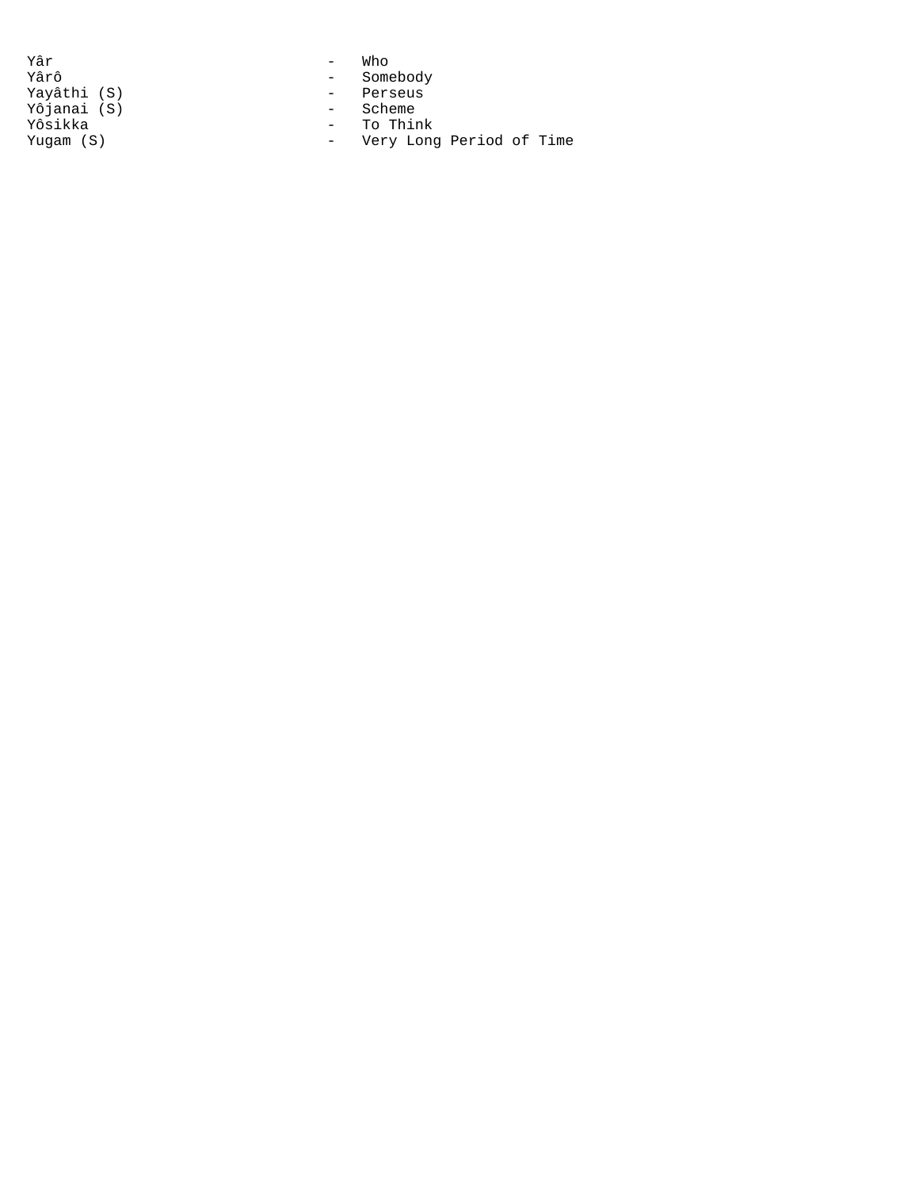Yâr - Who
Yârô - Somebody
Yayâthi (S) - Perseus
Yôjanai (S) - Scheme
Yôsikka - To Think
Yugam (S) - Very Long Period of Time